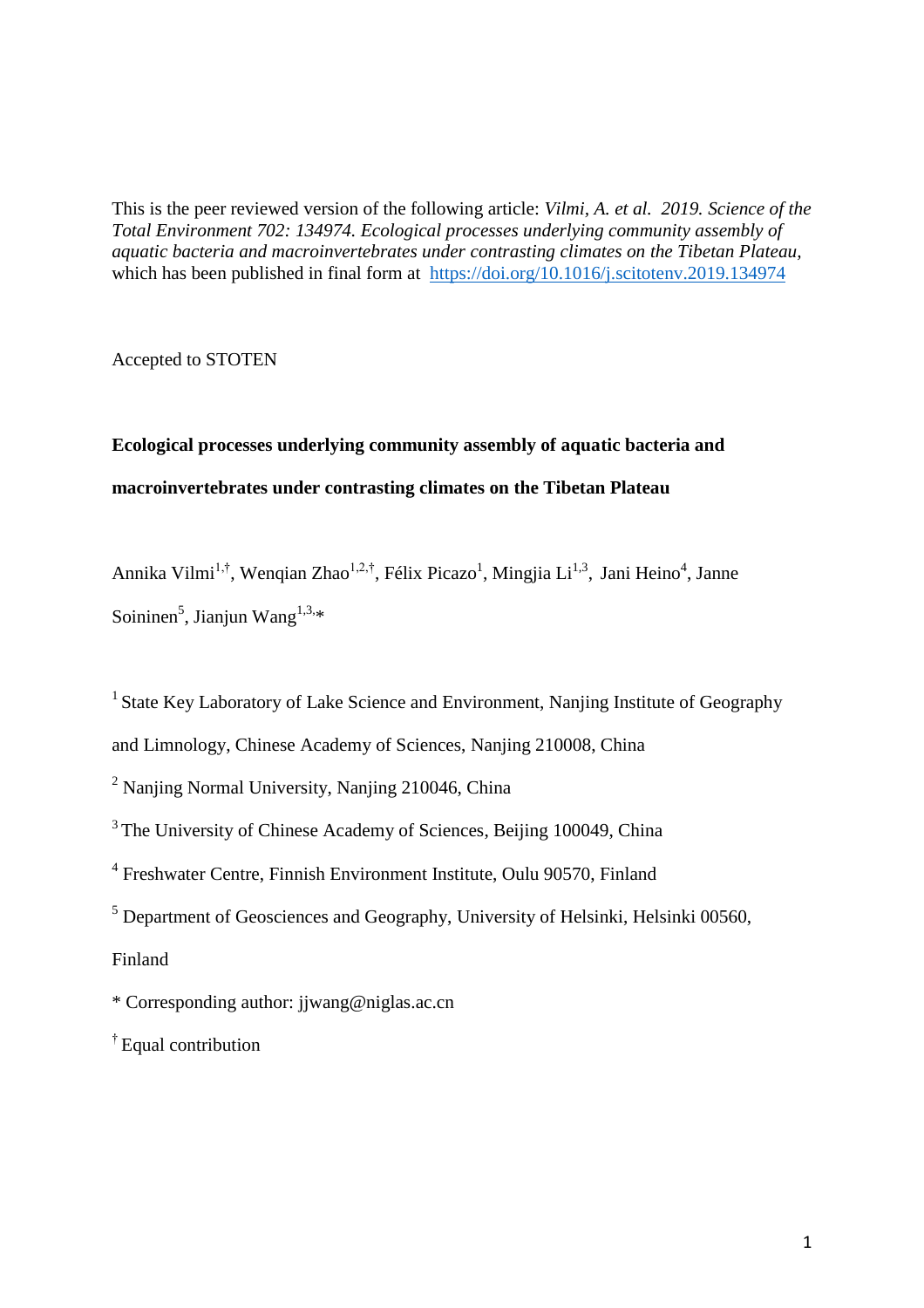This is the peer reviewed version of the following article: *Vilmi, A. et al. 2019. Science of the Total Environment 702: 134974. Ecological processes underlying community assembly of aquatic bacteria and macroinvertebrates under contrasting climates on the Tibetan Plateau*, which has been published in final form at [https://doi.org/10.1016/j.scitotenv.2019.134974](https://doi.org/10.1016/j.scitotenv.2019.134974)

Accepted to STOTEN

**Ecological processes underlying community assembly of aquatic bacteria and macroinvertebrates under contrasting climates on the Tibetan Plateau**

Annika Vilmi[1,†], Wenqian Zhao[1,2,†], Félix Picazo[1], Mingjia Li[1,3], Jani Heino[4], Janne Soininen[5], Jianjun Wang[1,3,*]

[1] State Key Laboratory of Lake Science and Environment, Nanjing Institute of Geography and Limnology, Chinese Academy of Sciences, Nanjing 210008, China

[2] Nanjing Normal University, Nanjing 210046, China

[3] The University of Chinese Academy of Sciences, Beijing 100049, China

[4] Freshwater Centre, Finnish Environment Institute, Oulu 90570, Finland

[5] Department of Geosciences and Geography, University of Helsinki, Helsinki 00560, Finland

* Corresponding author: jjwang@niglas.ac.cn

[†] Equal contribution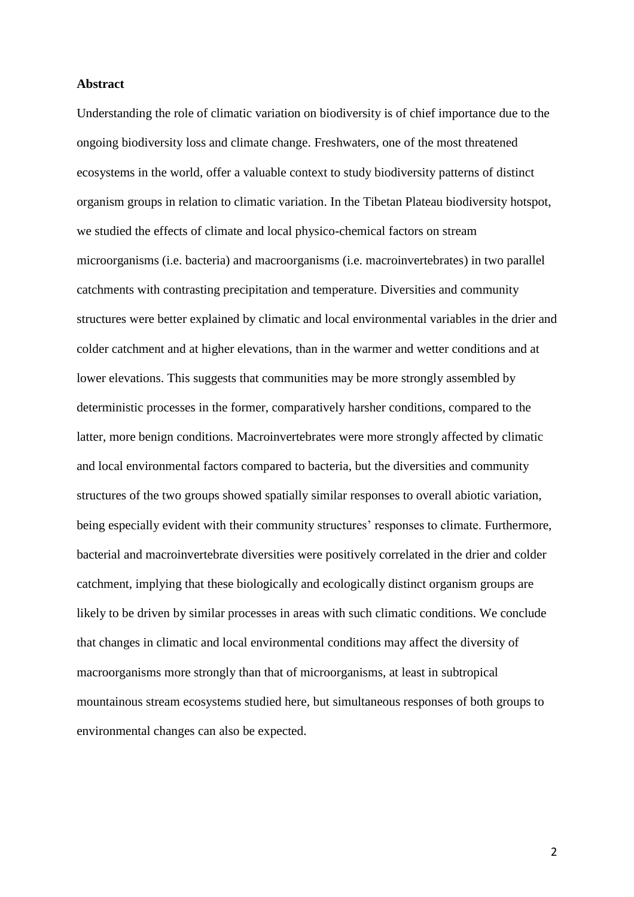## Abstract

Understanding the role of climatic variation on biodiversity is of chief importance due to the ongoing biodiversity loss and climate change. Freshwaters, one of the most threatened ecosystems in the world, offer a valuable context to study biodiversity patterns of distinct organism groups in relation to climatic variation. In the Tibetan Plateau biodiversity hotspot, we studied the effects of climate and local physico-chemical factors on stream microorganisms (i.e. bacteria) and macroorganisms (i.e. macroinvertebrates) in two parallel catchments with contrasting precipitation and temperature. Diversities and community structures were better explained by climatic and local environmental variables in the drier and colder catchment and at higher elevations, than in the warmer and wetter conditions and at lower elevations. This suggests that communities may be more strongly assembled by deterministic processes in the former, comparatively harsher conditions, compared to the latter, more benign conditions. Macroinvertebrates were more strongly affected by climatic and local environmental factors compared to bacteria, but the diversities and community structures of the two groups showed spatially similar responses to overall abiotic variation, being especially evident with their community structures' responses to climate. Furthermore, bacterial and macroinvertebrate diversities were positively correlated in the drier and colder catchment, implying that these biologically and ecologically distinct organism groups are likely to be driven by similar processes in areas with such climatic conditions. We conclude that changes in climatic and local environmental conditions may affect the diversity of macroorganisms more strongly than that of microorganisms, at least in subtropical mountainous stream ecosystems studied here, but simultaneous responses of both groups to environmental changes can also be expected.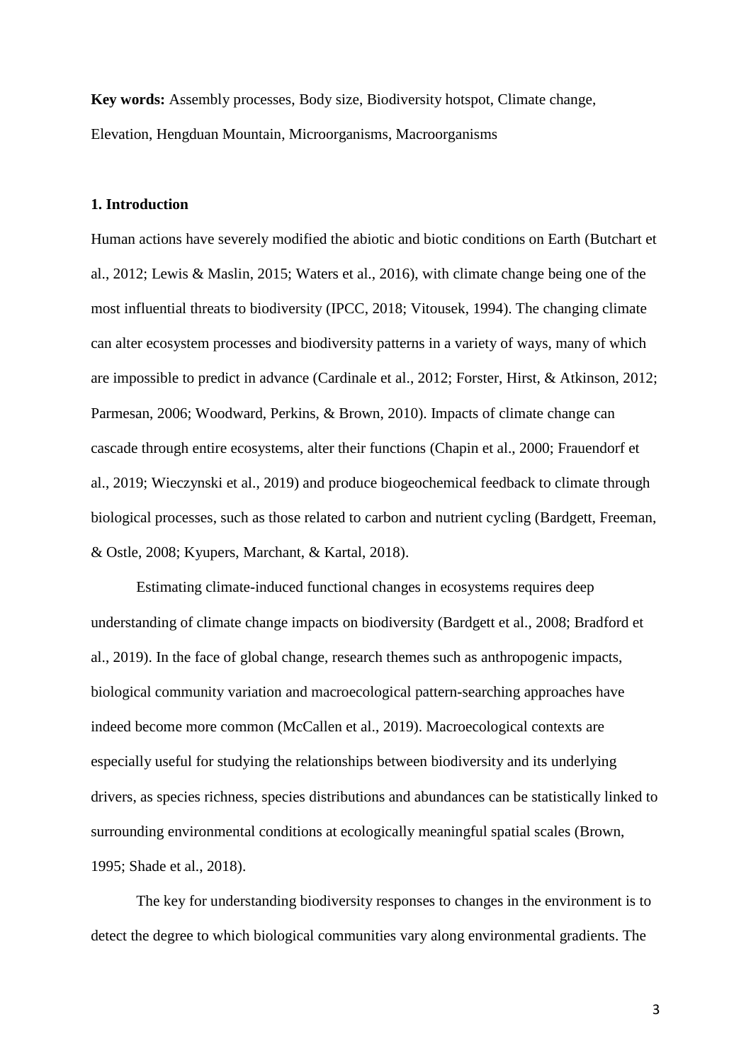**Key words:** Assembly processes, Body size, Biodiversity hotspot, Climate change, Elevation, Hengduan Mountain, Microorganisms, Macroorganisms

## 1. Introduction

Human actions have severely modified the abiotic and biotic conditions on Earth (Butchart et al., 2012; Lewis & Maslin, 2015; Waters et al., 2016), with climate change being one of the most influential threats to biodiversity (IPCC, 2018; Vitousek, 1994). The changing climate can alter ecosystem processes and biodiversity patterns in a variety of ways, many of which are impossible to predict in advance (Cardinale et al., 2012; Forster, Hirst, & Atkinson, 2012; Parmesan, 2006; Woodward, Perkins, & Brown, 2010). Impacts of climate change can cascade through entire ecosystems, alter their functions (Chapin et al., 2000; Frauendorf et al., 2019; Wieczynski et al., 2019) and produce biogeochemical feedback to climate through biological processes, such as those related to carbon and nutrient cycling (Bardgett, Freeman, & Ostle, 2008; Kyupers, Marchant, & Kartal, 2018).

Estimating climate-induced functional changes in ecosystems requires deep understanding of climate change impacts on biodiversity (Bardgett et al., 2008; Bradford et al., 2019). In the face of global change, research themes such as anthropogenic impacts, biological community variation and macroecological pattern-searching approaches have indeed become more common (McCallen et al., 2019). Macroecological contexts are especially useful for studying the relationships between biodiversity and its underlying drivers, as species richness, species distributions and abundances can be statistically linked to surrounding environmental conditions at ecologically meaningful spatial scales (Brown, 1995; Shade et al., 2018).

The key for understanding biodiversity responses to changes in the environment is to detect the degree to which biological communities vary along environmental gradients. The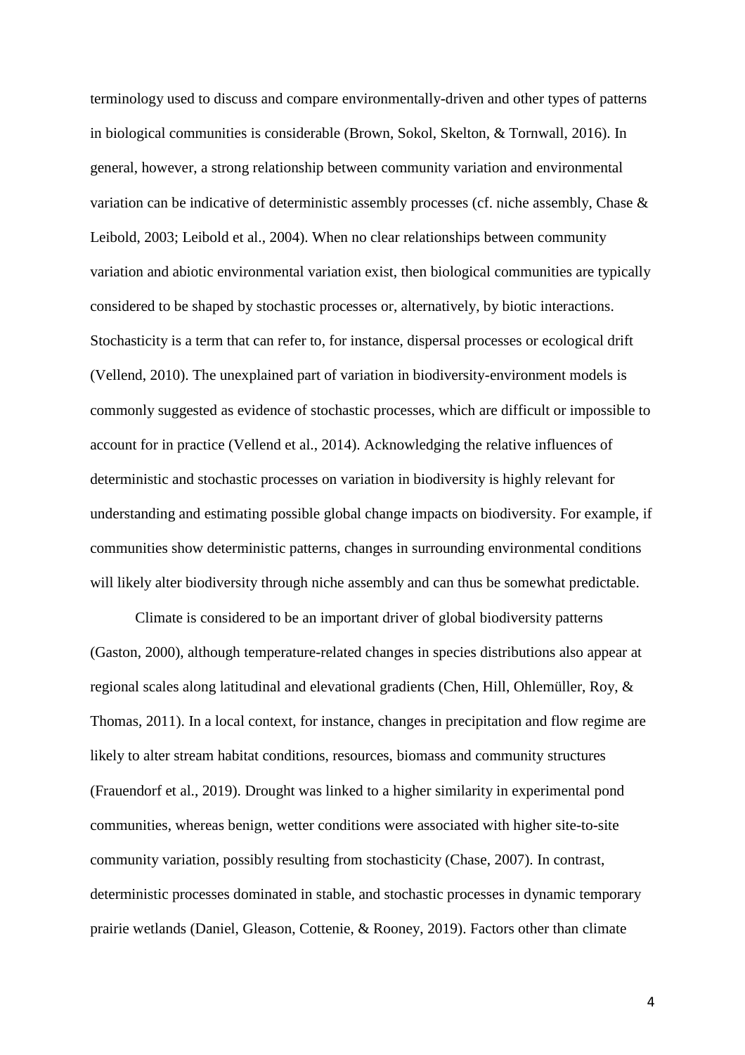terminology used to discuss and compare environmentally-driven and other types of patterns in biological communities is considerable (Brown, Sokol, Skelton, & Tornwall, 2016). In general, however, a strong relationship between community variation and environmental variation can be indicative of deterministic assembly processes (cf. niche assembly, Chase & Leibold, 2003; Leibold et al., 2004). When no clear relationships between community variation and abiotic environmental variation exist, then biological communities are typically considered to be shaped by stochastic processes or, alternatively, by biotic interactions. Stochasticity is a term that can refer to, for instance, dispersal processes or ecological drift (Vellend, 2010). The unexplained part of variation in biodiversity-environment models is commonly suggested as evidence of stochastic processes, which are difficult or impossible to account for in practice (Vellend et al., 2014). Acknowledging the relative influences of deterministic and stochastic processes on variation in biodiversity is highly relevant for understanding and estimating possible global change impacts on biodiversity. For example, if communities show deterministic patterns, changes in surrounding environmental conditions will likely alter biodiversity through niche assembly and can thus be somewhat predictable.

Climate is considered to be an important driver of global biodiversity patterns (Gaston, 2000), although temperature-related changes in species distributions also appear at regional scales along latitudinal and elevational gradients (Chen, Hill, Ohlemüller, Roy, & Thomas, 2011). In a local context, for instance, changes in precipitation and flow regime are likely to alter stream habitat conditions, resources, biomass and community structures (Frauendorf et al., 2019). Drought was linked to a higher similarity in experimental pond communities, whereas benign, wetter conditions were associated with higher site-to-site community variation, possibly resulting from stochasticity (Chase, 2007). In contrast, deterministic processes dominated in stable, and stochastic processes in dynamic temporary prairie wetlands (Daniel, Gleason, Cottenie, & Rooney, 2019). Factors other than climate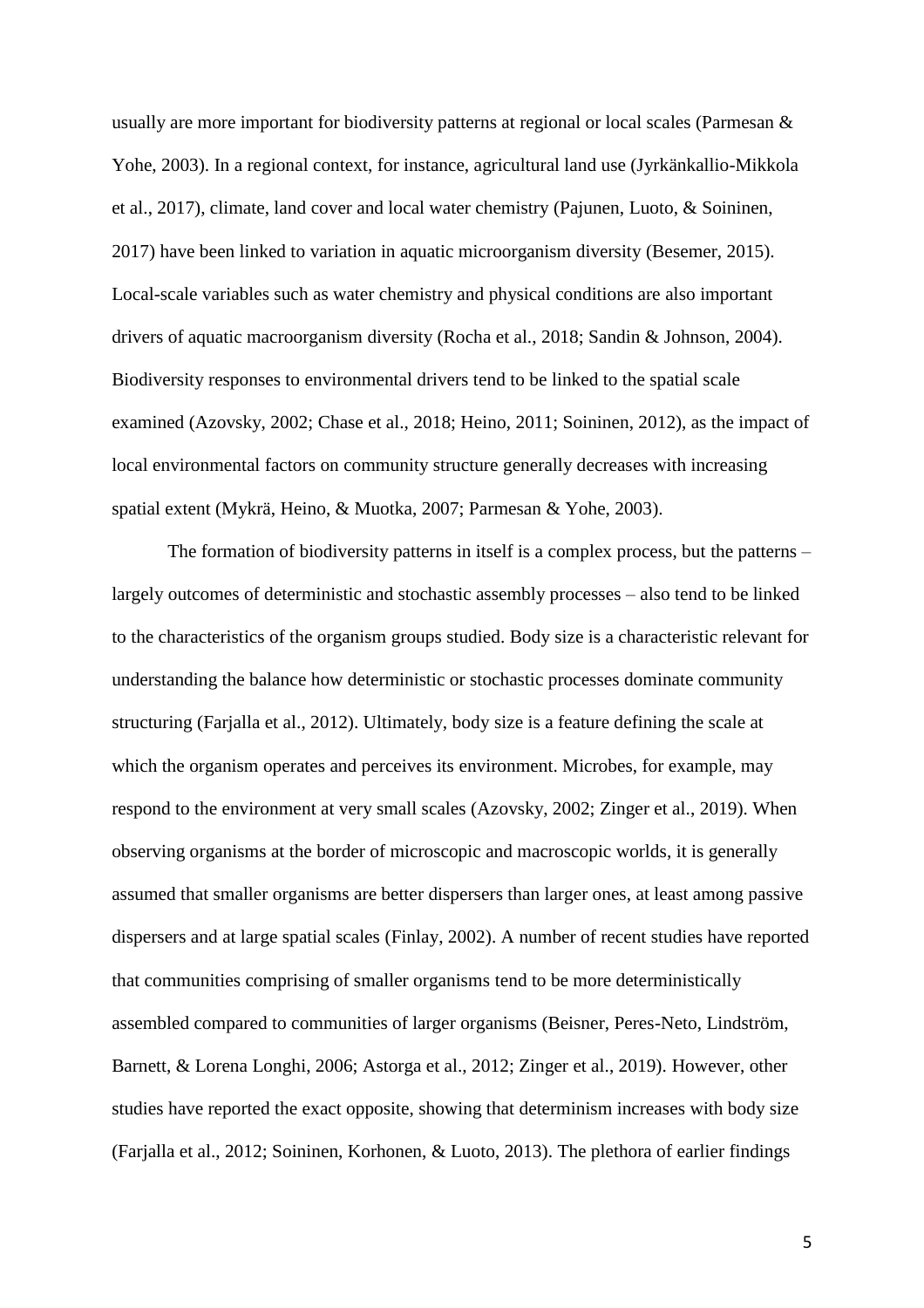usually are more important for biodiversity patterns at regional or local scales (Parmesan & Yohe, 2003). In a regional context, for instance, agricultural land use (Jyrkänkallio-Mikkola et al., 2017), climate, land cover and local water chemistry (Pajunen, Luoto, & Soininen, 2017) have been linked to variation in aquatic microorganism diversity (Besemer, 2015). Local-scale variables such as water chemistry and physical conditions are also important drivers of aquatic macroorganism diversity (Rocha et al., 2018; Sandin & Johnson, 2004). Biodiversity responses to environmental drivers tend to be linked to the spatial scale examined (Azovsky, 2002; Chase et al., 2018; Heino, 2011; Soininen, 2012), as the impact of local environmental factors on community structure generally decreases with increasing spatial extent (Mykrä, Heino, & Muotka, 2007; Parmesan & Yohe, 2003).

The formation of biodiversity patterns in itself is a complex process, but the patterns – largely outcomes of deterministic and stochastic assembly processes – also tend to be linked to the characteristics of the organism groups studied. Body size is a characteristic relevant for understanding the balance how deterministic or stochastic processes dominate community structuring (Farjalla et al., 2012). Ultimately, body size is a feature defining the scale at which the organism operates and perceives its environment. Microbes, for example, may respond to the environment at very small scales (Azovsky, 2002; Zinger et al., 2019). When observing organisms at the border of microscopic and macroscopic worlds, it is generally assumed that smaller organisms are better dispersers than larger ones, at least among passive dispersers and at large spatial scales (Finlay, 2002). A number of recent studies have reported that communities comprising of smaller organisms tend to be more deterministically assembled compared to communities of larger organisms (Beisner, Peres-Neto, Lindström, Barnett, & Lorena Longhi, 2006; Astorga et al., 2012; Zinger et al., 2019). However, other studies have reported the exact opposite, showing that determinism increases with body size (Farjalla et al., 2012; Soininen, Korhonen, & Luoto, 2013). The plethora of earlier findings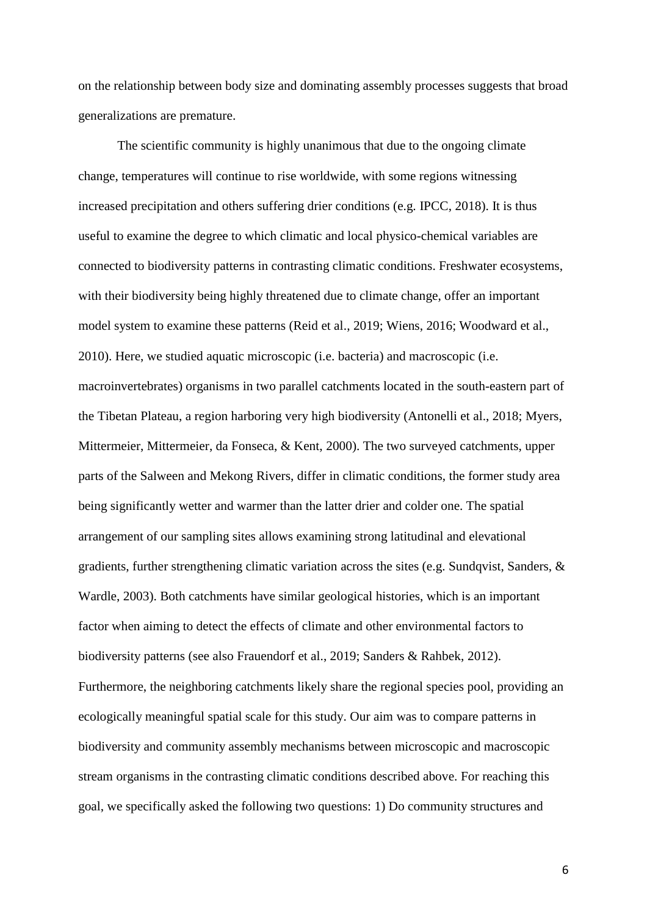on the relationship between body size and dominating assembly processes suggests that broad generalizations are premature.

The scientific community is highly unanimous that due to the ongoing climate change, temperatures will continue to rise worldwide, with some regions witnessing increased precipitation and others suffering drier conditions (e.g. IPCC, 2018). It is thus useful to examine the degree to which climatic and local physico-chemical variables are connected to biodiversity patterns in contrasting climatic conditions. Freshwater ecosystems, with their biodiversity being highly threatened due to climate change, offer an important model system to examine these patterns (Reid et al., 2019; Wiens, 2016; Woodward et al., 2010). Here, we studied aquatic microscopic (i.e. bacteria) and macroscopic (i.e. macroinvertebrates) organisms in two parallel catchments located in the south-eastern part of the Tibetan Plateau, a region harboring very high biodiversity (Antonelli et al., 2018; Myers, Mittermeier, Mittermeier, da Fonseca, & Kent, 2000). The two surveyed catchments, upper parts of the Salween and Mekong Rivers, differ in climatic conditions, the former study area being significantly wetter and warmer than the latter drier and colder one. The spatial arrangement of our sampling sites allows examining strong latitudinal and elevational gradients, further strengthening climatic variation across the sites (e.g. Sundqvist, Sanders, & Wardle, 2003). Both catchments have similar geological histories, which is an important factor when aiming to detect the effects of climate and other environmental factors to biodiversity patterns (see also Frauendorf et al., 2019; Sanders & Rahbek, 2012). Furthermore, the neighboring catchments likely share the regional species pool, providing an ecologically meaningful spatial scale for this study. Our aim was to compare patterns in biodiversity and community assembly mechanisms between microscopic and macroscopic stream organisms in the contrasting climatic conditions described above. For reaching this goal, we specifically asked the following two questions: 1) Do community structures and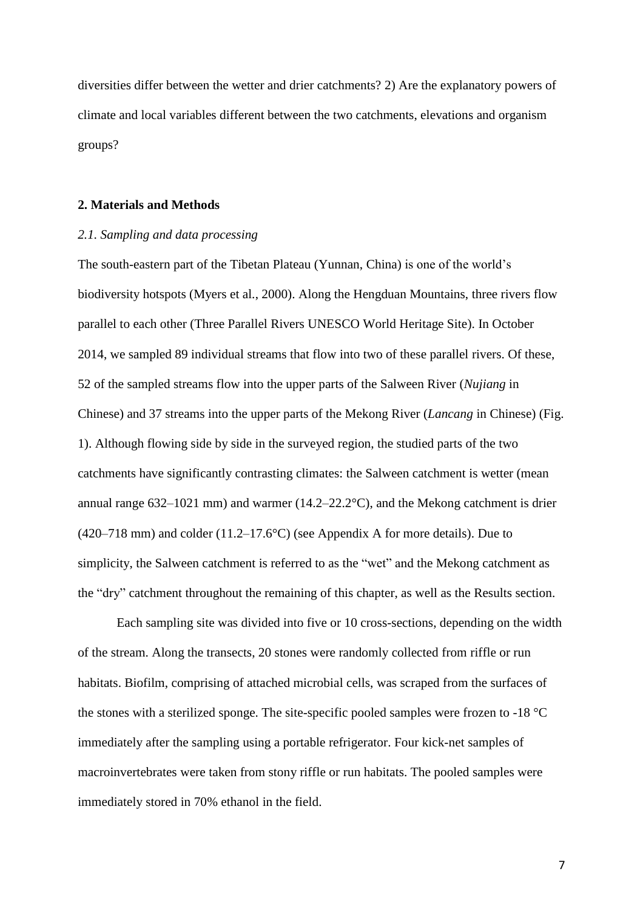diversities differ between the wetter and drier catchments? 2) Are the explanatory powers of climate and local variables different between the two catchments, elevations and organism groups?

## 2. Materials and Methods

### *2.1. Sampling and data processing*

The south-eastern part of the Tibetan Plateau (Yunnan, China) is one of the world's biodiversity hotspots (Myers et al., 2000). Along the Hengduan Mountains, three rivers flow parallel to each other (Three Parallel Rivers UNESCO World Heritage Site). In October 2014, we sampled 89 individual streams that flow into two of these parallel rivers. Of these, 52 of the sampled streams flow into the upper parts of the Salween River (*Nujiang* in Chinese) and 37 streams into the upper parts of the Mekong River (*Lancang* in Chinese) (Fig. 1). Although flowing side by side in the surveyed region, the studied parts of the two catchments have significantly contrasting climates: the Salween catchment is wetter (mean annual range 632–1021 mm) and warmer (14.2–22.2°C), and the Mekong catchment is drier (420–718 mm) and colder (11.2–17.6°C) (see Appendix A for more details). Due to simplicity, the Salween catchment is referred to as the "wet" and the Mekong catchment as the "dry" catchment throughout the remaining of this chapter, as well as the Results section.

Each sampling site was divided into five or 10 cross-sections, depending on the width of the stream. Along the transects, 20 stones were randomly collected from riffle or run habitats. Biofilm, comprising of attached microbial cells, was scraped from the surfaces of the stones with a sterilized sponge. The site-specific pooled samples were frozen to -18 °C immediately after the sampling using a portable refrigerator. Four kick-net samples of macroinvertebrates were taken from stony riffle or run habitats. The pooled samples were immediately stored in 70% ethanol in the field.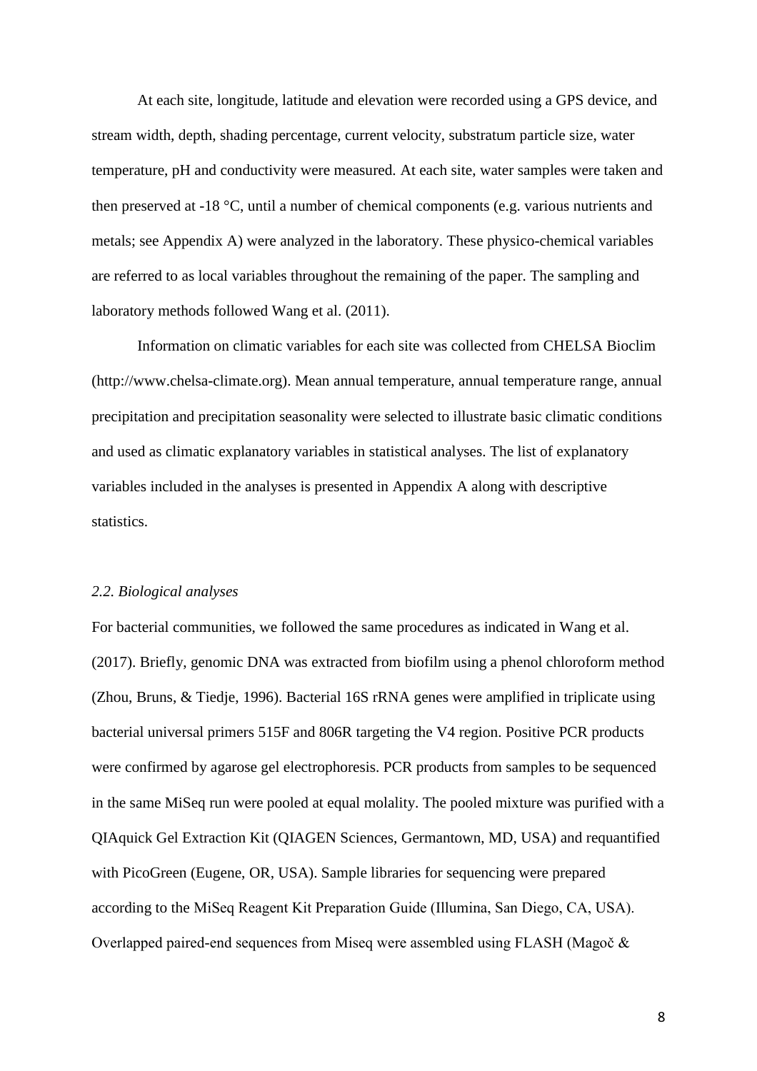At each site, longitude, latitude and elevation were recorded using a GPS device, and stream width, depth, shading percentage, current velocity, substratum particle size, water temperature, pH and conductivity were measured. At each site, water samples were taken and then preserved at -18 °C, until a number of chemical components (e.g. various nutrients and metals; see Appendix A) were analyzed in the laboratory. These physico-chemical variables are referred to as local variables throughout the remaining of the paper. The sampling and laboratory methods followed Wang et al. (2011).

Information on climatic variables for each site was collected from CHELSA Bioclim (http://www.chelsa-climate.org). Mean annual temperature, annual temperature range, annual precipitation and precipitation seasonality were selected to illustrate basic climatic conditions and used as climatic explanatory variables in statistical analyses. The list of explanatory variables included in the analyses is presented in Appendix A along with descriptive statistics.

### *2.2. Biological analyses*

For bacterial communities, we followed the same procedures as indicated in Wang et al. (2017). Briefly, genomic DNA was extracted from biofilm using a phenol chloroform method (Zhou, Bruns, & Tiedje, 1996). Bacterial 16S rRNA genes were amplified in triplicate using bacterial universal primers 515F and 806R targeting the V4 region. Positive PCR products were confirmed by agarose gel electrophoresis. PCR products from samples to be sequenced in the same MiSeq run were pooled at equal molality. The pooled mixture was purified with a QIAquick Gel Extraction Kit (QIAGEN Sciences, Germantown, MD, USA) and requantified with PicoGreen (Eugene, OR, USA). Sample libraries for sequencing were prepared according to the MiSeq Reagent Kit Preparation Guide (Illumina, San Diego, CA, USA). Overlapped paired-end sequences from Miseq were assembled using FLASH (Magoč &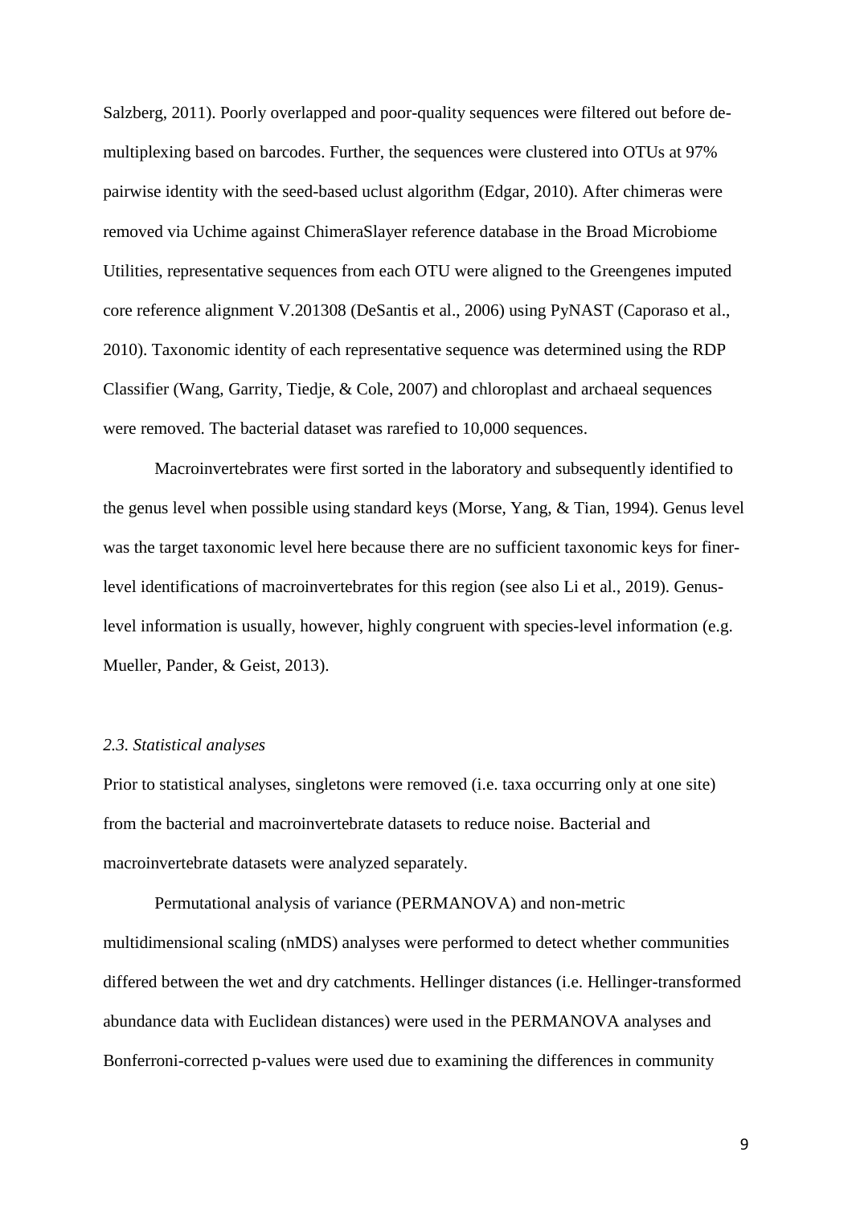Salzberg, 2011). Poorly overlapped and poor-quality sequences were filtered out before de-multiplexing based on barcodes. Further, the sequences were clustered into OTUs at 97% pairwise identity with the seed-based uclust algorithm (Edgar, 2010). After chimeras were removed via Uchime against ChimeraSlayer reference database in the Broad Microbiome Utilities, representative sequences from each OTU were aligned to the Greengenes imputed core reference alignment V.201308 (DeSantis et al., 2006) using PyNAST (Caporaso et al., 2010). Taxonomic identity of each representative sequence was determined using the RDP Classifier (Wang, Garrity, Tiedje, & Cole, 2007) and chloroplast and archaeal sequences were removed. The bacterial dataset was rarefied to 10,000 sequences.

Macroinvertebrates were first sorted in the laboratory and subsequently identified to the genus level when possible using standard keys (Morse, Yang, & Tian, 1994). Genus level was the target taxonomic level here because there are no sufficient taxonomic keys for finer-level identifications of macroinvertebrates for this region (see also Li et al., 2019). Genus-level information is usually, however, highly congruent with species-level information (e.g. Mueller, Pander, & Geist, 2013).

### *2.3. Statistical analyses*

Prior to statistical analyses, singletons were removed (i.e. taxa occurring only at one site) from the bacterial and macroinvertebrate datasets to reduce noise. Bacterial and macroinvertebrate datasets were analyzed separately.

Permutational analysis of variance (PERMANOVA) and non-metric multidimensional scaling (nMDS) analyses were performed to detect whether communities differed between the wet and dry catchments. Hellinger distances (i.e. Hellinger-transformed abundance data with Euclidean distances) were used in the PERMANOVA analyses and Bonferroni-corrected p-values were used due to examining the differences in community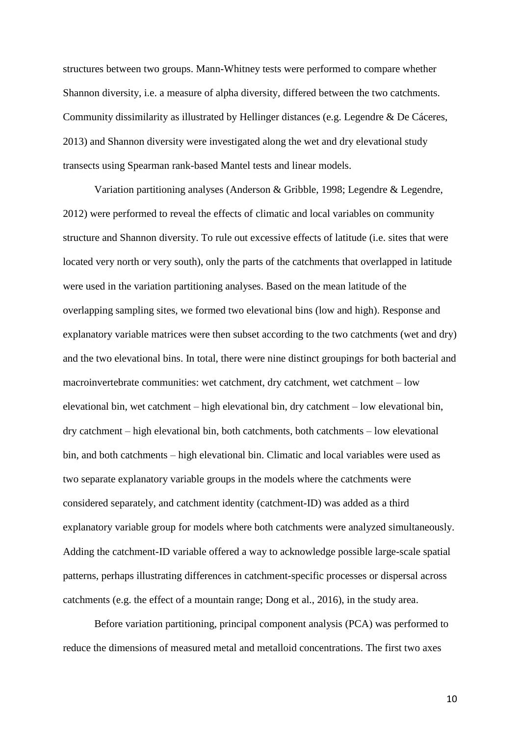structures between two groups. Mann-Whitney tests were performed to compare whether Shannon diversity, i.e. a measure of alpha diversity, differed between the two catchments. Community dissimilarity as illustrated by Hellinger distances (e.g. Legendre & De Cáceres, 2013) and Shannon diversity were investigated along the wet and dry elevational study transects using Spearman rank-based Mantel tests and linear models.

Variation partitioning analyses (Anderson & Gribble, 1998; Legendre & Legendre, 2012) were performed to reveal the effects of climatic and local variables on community structure and Shannon diversity. To rule out excessive effects of latitude (i.e. sites that were located very north or very south), only the parts of the catchments that overlapped in latitude were used in the variation partitioning analyses. Based on the mean latitude of the overlapping sampling sites, we formed two elevational bins (low and high). Response and explanatory variable matrices were then subset according to the two catchments (wet and dry) and the two elevational bins. In total, there were nine distinct groupings for both bacterial and macroinvertebrate communities: wet catchment, dry catchment, wet catchment – low elevational bin, wet catchment – high elevational bin, dry catchment – low elevational bin, dry catchment – high elevational bin, both catchments, both catchments – low elevational bin, and both catchments – high elevational bin. Climatic and local variables were used as two separate explanatory variable groups in the models where the catchments were considered separately, and catchment identity (catchment-ID) was added as a third explanatory variable group for models where both catchments were analyzed simultaneously. Adding the catchment-ID variable offered a way to acknowledge possible large-scale spatial patterns, perhaps illustrating differences in catchment-specific processes or dispersal across catchments (e.g. the effect of a mountain range; Dong et al., 2016), in the study area.

Before variation partitioning, principal component analysis (PCA) was performed to reduce the dimensions of measured metal and metalloid concentrations. The first two axes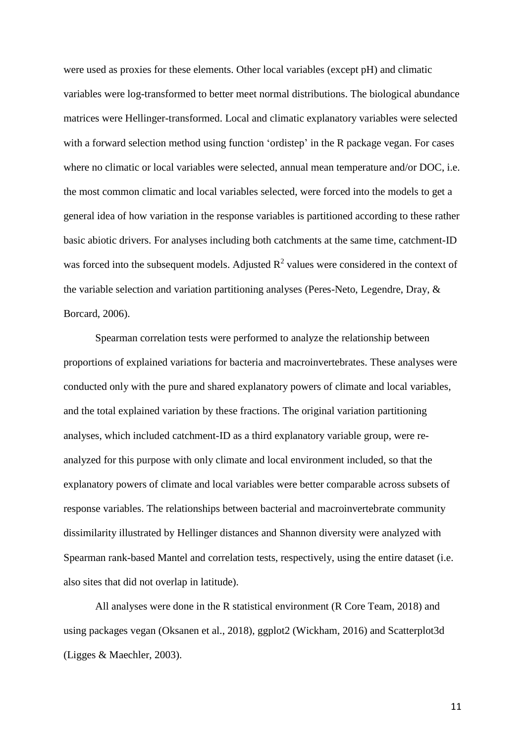were used as proxies for these elements. Other local variables (except pH) and climatic variables were log-transformed to better meet normal distributions. The biological abundance matrices were Hellinger-transformed. Local and climatic explanatory variables were selected with a forward selection method using function 'ordistep' in the R package vegan. For cases where no climatic or local variables were selected, annual mean temperature and/or DOC, i.e. the most common climatic and local variables selected, were forced into the models to get a general idea of how variation in the response variables is partitioned according to these rather basic abiotic drivers. For analyses including both catchments at the same time, catchment-ID was forced into the subsequent models. Adjusted $R^2$ values were considered in the context of the variable selection and variation partitioning analyses (Peres-Neto, Legendre, Dray, & Borcard, 2006).

Spearman correlation tests were performed to analyze the relationship between proportions of explained variations for bacteria and macroinvertebrates. These analyses were conducted only with the pure and shared explanatory powers of climate and local variables, and the total explained variation by these fractions. The original variation partitioning analyses, which included catchment-ID as a third explanatory variable group, were re-analyzed for this purpose with only climate and local environment included, so that the explanatory powers of climate and local variables were better comparable across subsets of response variables. The relationships between bacterial and macroinvertebrate community dissimilarity illustrated by Hellinger distances and Shannon diversity were analyzed with Spearman rank-based Mantel and correlation tests, respectively, using the entire dataset (i.e. also sites that did not overlap in latitude).

All analyses were done in the R statistical environment (R Core Team, 2018) and using packages vegan (Oksanen et al., 2018), ggplot2 (Wickham, 2016) and Scatterplot3d (Ligges & Maechler, 2003).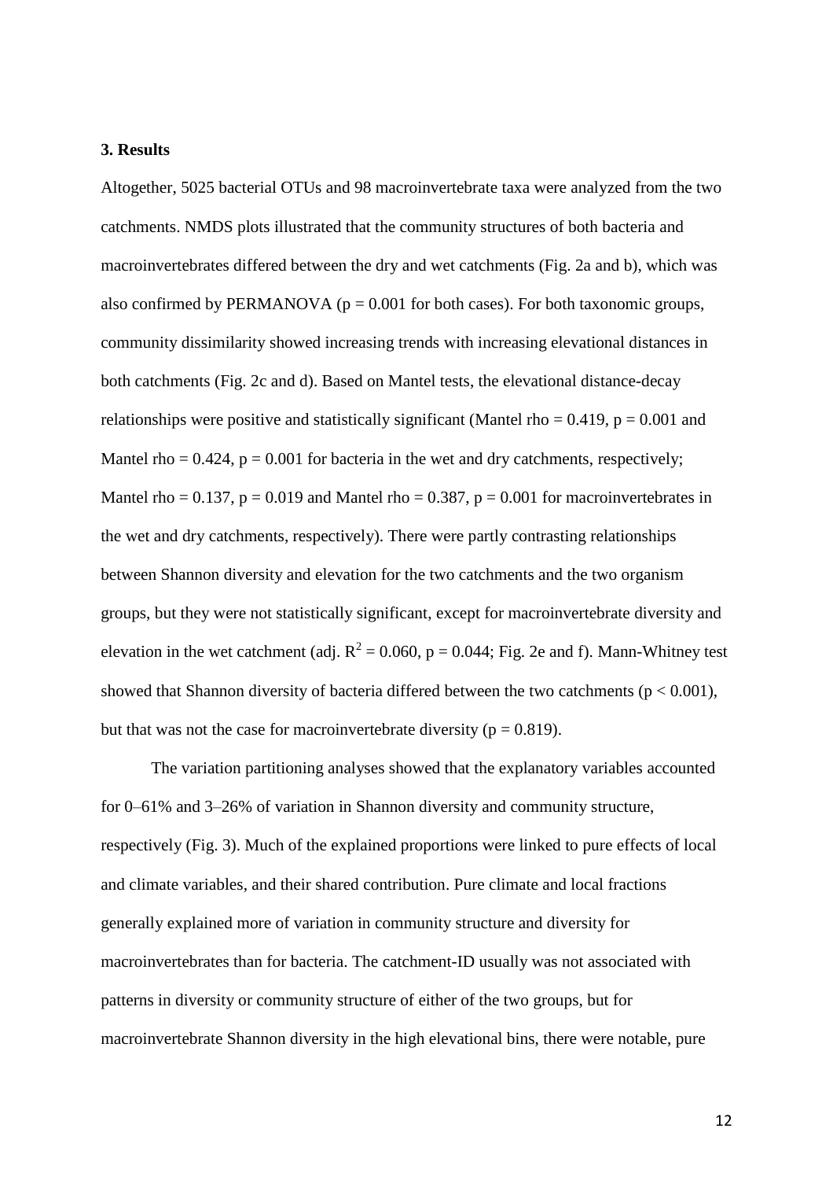### 3. Results

Altogether, 5025 bacterial OTUs and 98 macroinvertebrate taxa were analyzed from the two catchments. NMDS plots illustrated that the community structures of both bacteria and macroinvertebrates differed between the dry and wet catchments (Fig. 2a and b), which was also confirmed by PERMANOVA ($p = 0.001$ for both cases). For both taxonomic groups, community dissimilarity showed increasing trends with increasing elevational distances in both catchments (Fig. 2c and d). Based on Mantel tests, the elevational distance-decay relationships were positive and statistically significant (Mantel rho = 0.419, $p = 0.001$ and Mantel rho = 0.424, $p = 0.001$ for bacteria in the wet and dry catchments, respectively; Mantel rho = 0.137, $p = 0.019$ and Mantel rho = 0.387, $p = 0.001$ for macroinvertebrates in the wet and dry catchments, respectively). There were partly contrasting relationships between Shannon diversity and elevation for the two catchments and the two organism groups, but they were not statistically significant, except for macroinvertebrate diversity and elevation in the wet catchment (adj. $R^2 = 0.060$, $p = 0.044$; Fig. 2e and f). Mann-Whitney test showed that Shannon diversity of bacteria differed between the two catchments ($p < 0.001$), but that was not the case for macroinvertebrate diversity ($p = 0.819$).

The variation partitioning analyses showed that the explanatory variables accounted for 0–61% and 3–26% of variation in Shannon diversity and community structure, respectively (Fig. 3). Much of the explained proportions were linked to pure effects of local and climate variables, and their shared contribution. Pure climate and local fractions generally explained more of variation in community structure and diversity for macroinvertebrates than for bacteria. The catchment-ID usually was not associated with patterns in diversity or community structure of either of the two groups, but for macroinvertebrate Shannon diversity in the high elevational bins, there were notable, pure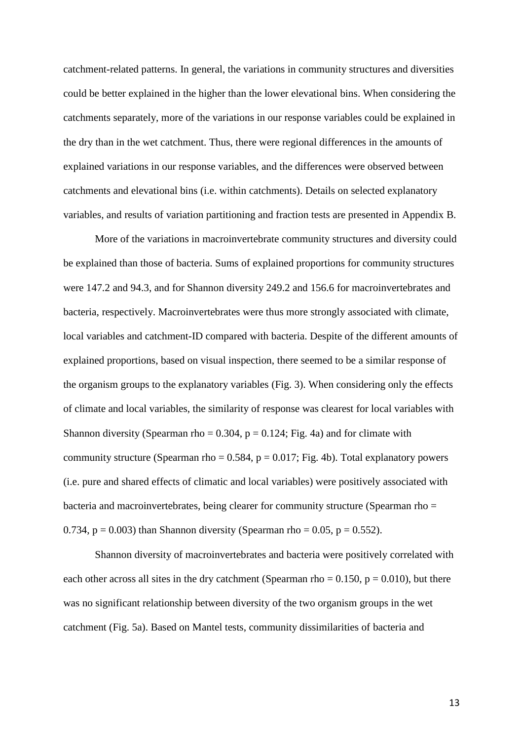catchment-related patterns. In general, the variations in community structures and diversities could be better explained in the higher than the lower elevational bins. When considering the catchments separately, more of the variations in our response variables could be explained in the dry than in the wet catchment. Thus, there were regional differences in the amounts of explained variations in our response variables, and the differences were observed between catchments and elevational bins (i.e. within catchments). Details on selected explanatory variables, and results of variation partitioning and fraction tests are presented in Appendix B.

More of the variations in macroinvertebrate community structures and diversity could be explained than those of bacteria. Sums of explained proportions for community structures were 147.2 and 94.3, and for Shannon diversity 249.2 and 156.6 for macroinvertebrates and bacteria, respectively. Macroinvertebrates were thus more strongly associated with climate, local variables and catchment-ID compared with bacteria. Despite of the different amounts of explained proportions, based on visual inspection, there seemed to be a similar response of the organism groups to the explanatory variables (Fig. 3). When considering only the effects of climate and local variables, the similarity of response was clearest for local variables with Shannon diversity (Spearman rho = 0.304, $p = 0.124$; Fig. 4a) and for climate with community structure (Spearman rho = 0.584, $p = 0.017$; Fig. 4b). Total explanatory powers (i.e. pure and shared effects of climatic and local variables) were positively associated with bacteria and macroinvertebrates, being clearer for community structure (Spearman rho = 0.734, $p = 0.003$) than Shannon diversity (Spearman rho = 0.05, $p = 0.552$).

Shannon diversity of macroinvertebrates and bacteria were positively correlated with each other across all sites in the dry catchment (Spearman rho = 0.150, $p = 0.010$), but there was no significant relationship between diversity of the two organism groups in the wet catchment (Fig. 5a). Based on Mantel tests, community dissimilarities of bacteria and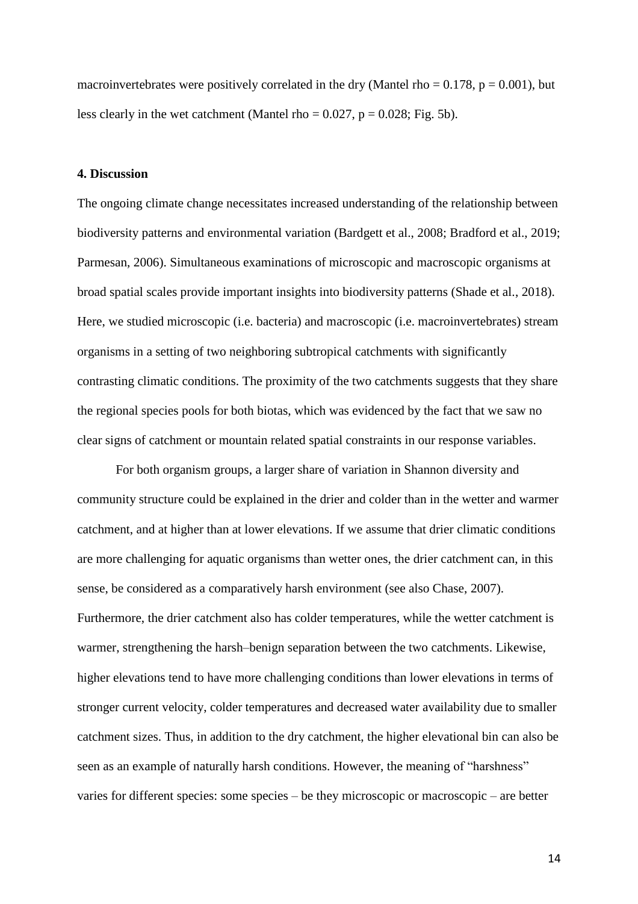macroinvertebrates were positively correlated in the dry (Mantel rho = 0.178, $p = 0.001$), but less clearly in the wet catchment (Mantel rho = 0.027, $p = 0.028$; Fig. 5b).

## 4. Discussion

The ongoing climate change necessitates increased understanding of the relationship between biodiversity patterns and environmental variation (Bardgett et al., 2008; Bradford et al., 2019; Parmesan, 2006). Simultaneous examinations of microscopic and macroscopic organisms at broad spatial scales provide important insights into biodiversity patterns (Shade et al., 2018). Here, we studied microscopic (i.e. bacteria) and macroscopic (i.e. macroinvertebrates) stream organisms in a setting of two neighboring subtropical catchments with significantly contrasting climatic conditions. The proximity of the two catchments suggests that they share the regional species pools for both biotas, which was evidenced by the fact that we saw no clear signs of catchment or mountain related spatial constraints in our response variables.

For both organism groups, a larger share of variation in Shannon diversity and community structure could be explained in the drier and colder than in the wetter and warmer catchment, and at higher than at lower elevations. If we assume that drier climatic conditions are more challenging for aquatic organisms than wetter ones, the drier catchment can, in this sense, be considered as a comparatively harsh environment (see also Chase, 2007). Furthermore, the drier catchment also has colder temperatures, while the wetter catchment is warmer, strengthening the harsh–benign separation between the two catchments. Likewise, higher elevations tend to have more challenging conditions than lower elevations in terms of stronger current velocity, colder temperatures and decreased water availability due to smaller catchment sizes. Thus, in addition to the dry catchment, the higher elevational bin can also be seen as an example of naturally harsh conditions. However, the meaning of "harshness" varies for different species: some species – be they microscopic or macroscopic – are better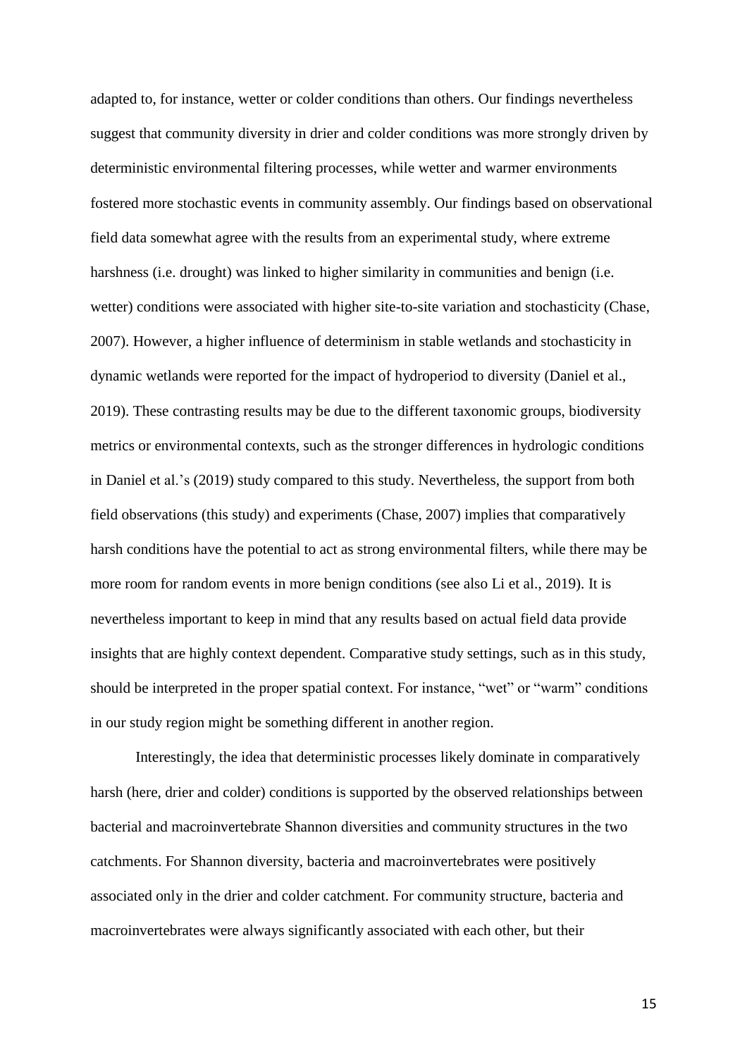adapted to, for instance, wetter or colder conditions than others. Our findings nevertheless suggest that community diversity in drier and colder conditions was more strongly driven by deterministic environmental filtering processes, while wetter and warmer environments fostered more stochastic events in community assembly. Our findings based on observational field data somewhat agree with the results from an experimental study, where extreme harshness (i.e. drought) was linked to higher similarity in communities and benign (i.e. wetter) conditions were associated with higher site-to-site variation and stochasticity (Chase, 2007). However, a higher influence of determinism in stable wetlands and stochasticity in dynamic wetlands were reported for the impact of hydroperiod to diversity (Daniel et al., 2019). These contrasting results may be due to the different taxonomic groups, biodiversity metrics or environmental contexts, such as the stronger differences in hydrologic conditions in Daniel et al.'s (2019) study compared to this study. Nevertheless, the support from both field observations (this study) and experiments (Chase, 2007) implies that comparatively harsh conditions have the potential to act as strong environmental filters, while there may be more room for random events in more benign conditions (see also Li et al., 2019). It is nevertheless important to keep in mind that any results based on actual field data provide insights that are highly context dependent. Comparative study settings, such as in this study, should be interpreted in the proper spatial context. For instance, "wet" or "warm" conditions in our study region might be something different in another region.

Interestingly, the idea that deterministic processes likely dominate in comparatively harsh (here, drier and colder) conditions is supported by the observed relationships between bacterial and macroinvertebrate Shannon diversities and community structures in the two catchments. For Shannon diversity, bacteria and macroinvertebrates were positively associated only in the drier and colder catchment. For community structure, bacteria and macroinvertebrates were always significantly associated with each other, but their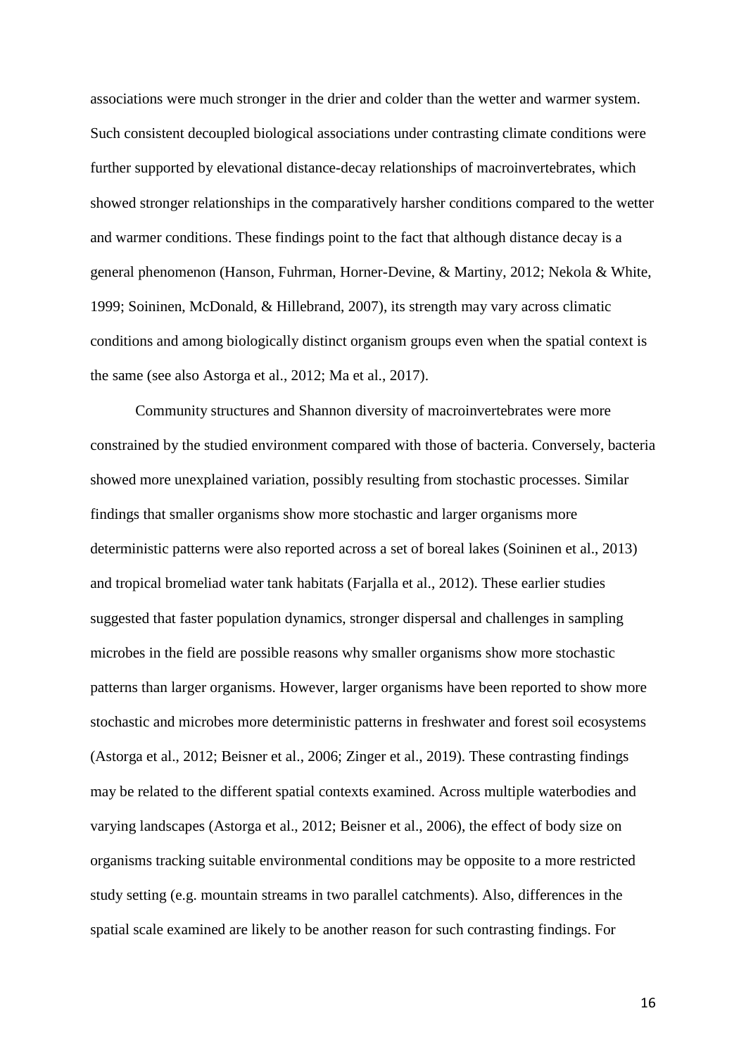associations were much stronger in the drier and colder than the wetter and warmer system. Such consistent decoupled biological associations under contrasting climate conditions were further supported by elevational distance-decay relationships of macroinvertebrates, which showed stronger relationships in the comparatively harsher conditions compared to the wetter and warmer conditions. These findings point to the fact that although distance decay is a general phenomenon (Hanson, Fuhrman, Horner-Devine, & Martiny, 2012; Nekola & White, 1999; Soininen, McDonald, & Hillebrand, 2007), its strength may vary across climatic conditions and among biologically distinct organism groups even when the spatial context is the same (see also Astorga et al., 2012; Ma et al., 2017).

Community structures and Shannon diversity of macroinvertebrates were more constrained by the studied environment compared with those of bacteria. Conversely, bacteria showed more unexplained variation, possibly resulting from stochastic processes. Similar findings that smaller organisms show more stochastic and larger organisms more deterministic patterns were also reported across a set of boreal lakes (Soininen et al., 2013) and tropical bromeliad water tank habitats (Farjalla et al., 2012). These earlier studies suggested that faster population dynamics, stronger dispersal and challenges in sampling microbes in the field are possible reasons why smaller organisms show more stochastic patterns than larger organisms. However, larger organisms have been reported to show more stochastic and microbes more deterministic patterns in freshwater and forest soil ecosystems (Astorga et al., 2012; Beisner et al., 2006; Zinger et al., 2019). These contrasting findings may be related to the different spatial contexts examined. Across multiple waterbodies and varying landscapes (Astorga et al., 2012; Beisner et al., 2006), the effect of body size on organisms tracking suitable environmental conditions may be opposite to a more restricted study setting (e.g. mountain streams in two parallel catchments). Also, differences in the spatial scale examined are likely to be another reason for such contrasting findings. For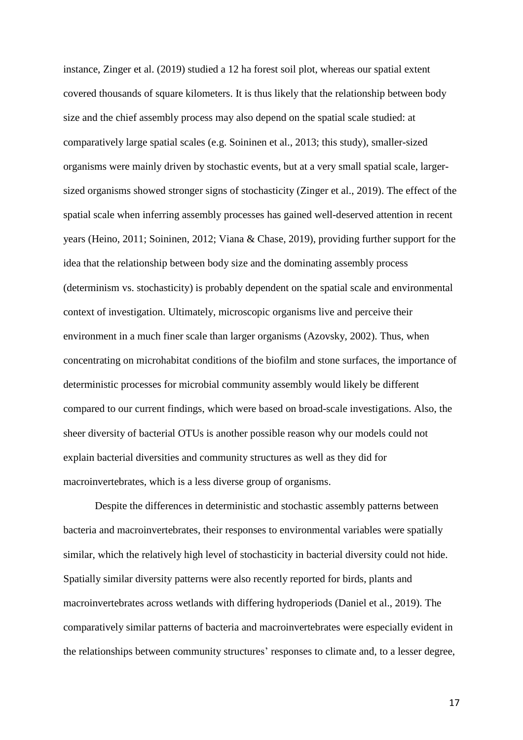instance, Zinger et al. (2019) studied a 12 ha forest soil plot, whereas our spatial extent covered thousands of square kilometers. It is thus likely that the relationship between body size and the chief assembly process may also depend on the spatial scale studied: at comparatively large spatial scales (e.g. Soininen et al., 2013; this study), smaller-sized organisms were mainly driven by stochastic events, but at a very small spatial scale, larger-sized organisms showed stronger signs of stochasticity (Zinger et al., 2019). The effect of the spatial scale when inferring assembly processes has gained well-deserved attention in recent years (Heino, 2011; Soininen, 2012; Viana & Chase, 2019), providing further support for the idea that the relationship between body size and the dominating assembly process (determinism vs. stochasticity) is probably dependent on the spatial scale and environmental context of investigation. Ultimately, microscopic organisms live and perceive their environment in a much finer scale than larger organisms (Azovsky, 2002). Thus, when concentrating on microhabitat conditions of the biofilm and stone surfaces, the importance of deterministic processes for microbial community assembly would likely be different compared to our current findings, which were based on broad-scale investigations. Also, the sheer diversity of bacterial OTUs is another possible reason why our models could not explain bacterial diversities and community structures as well as they did for macroinvertebrates, which is a less diverse group of organisms.

Despite the differences in deterministic and stochastic assembly patterns between bacteria and macroinvertebrates, their responses to environmental variables were spatially similar, which the relatively high level of stochasticity in bacterial diversity could not hide. Spatially similar diversity patterns were also recently reported for birds, plants and macroinvertebrates across wetlands with differing hydroperiods (Daniel et al., 2019). The comparatively similar patterns of bacteria and macroinvertebrates were especially evident in the relationships between community structures' responses to climate and, to a lesser degree,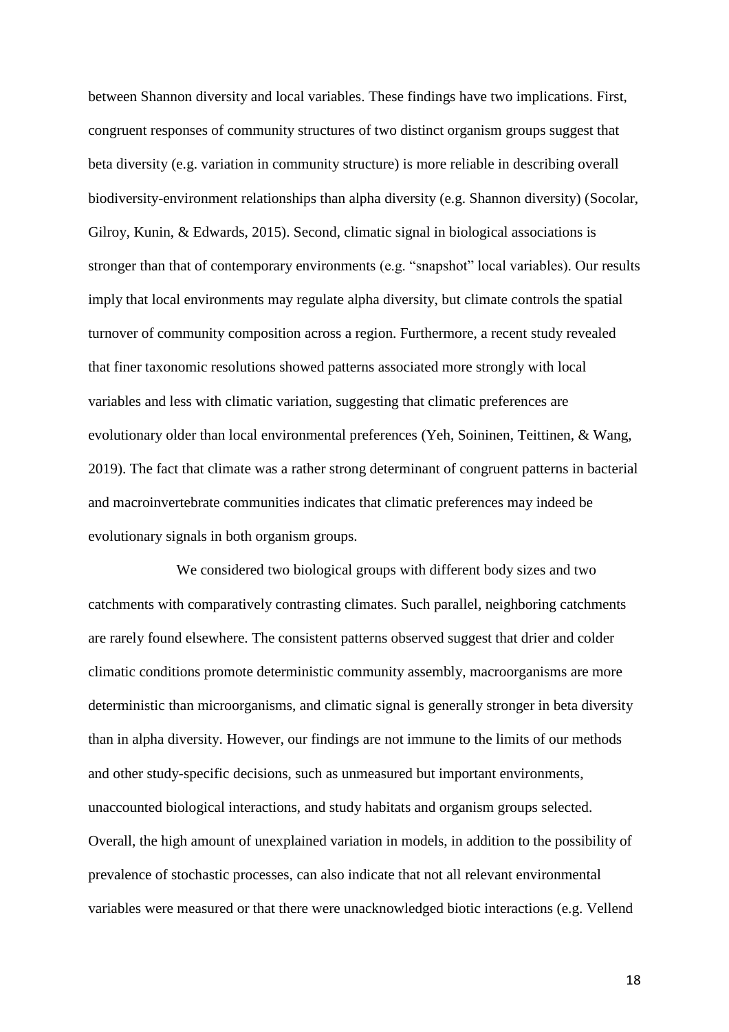between Shannon diversity and local variables. These findings have two implications. First, congruent responses of community structures of two distinct organism groups suggest that beta diversity (e.g. variation in community structure) is more reliable in describing overall biodiversity-environment relationships than alpha diversity (e.g. Shannon diversity) (Socolar, Gilroy, Kunin, & Edwards, 2015). Second, climatic signal in biological associations is stronger than that of contemporary environments (e.g. "snapshot" local variables). Our results imply that local environments may regulate alpha diversity, but climate controls the spatial turnover of community composition across a region. Furthermore, a recent study revealed that finer taxonomic resolutions showed patterns associated more strongly with local variables and less with climatic variation, suggesting that climatic preferences are evolutionary older than local environmental preferences (Yeh, Soininen, Teittinen, & Wang, 2019). The fact that climate was a rather strong determinant of congruent patterns in bacterial and macroinvertebrate communities indicates that climatic preferences may indeed be evolutionary signals in both organism groups.

We considered two biological groups with different body sizes and two catchments with comparatively contrasting climates. Such parallel, neighboring catchments are rarely found elsewhere. The consistent patterns observed suggest that drier and colder climatic conditions promote deterministic community assembly, macroorganisms are more deterministic than microorganisms, and climatic signal is generally stronger in beta diversity than in alpha diversity. However, our findings are not immune to the limits of our methods and other study-specific decisions, such as unmeasured but important environments, unaccounted biological interactions, and study habitats and organism groups selected. Overall, the high amount of unexplained variation in models, in addition to the possibility of prevalence of stochastic processes, can also indicate that not all relevant environmental variables were measured or that there were unacknowledged biotic interactions (e.g. Vellend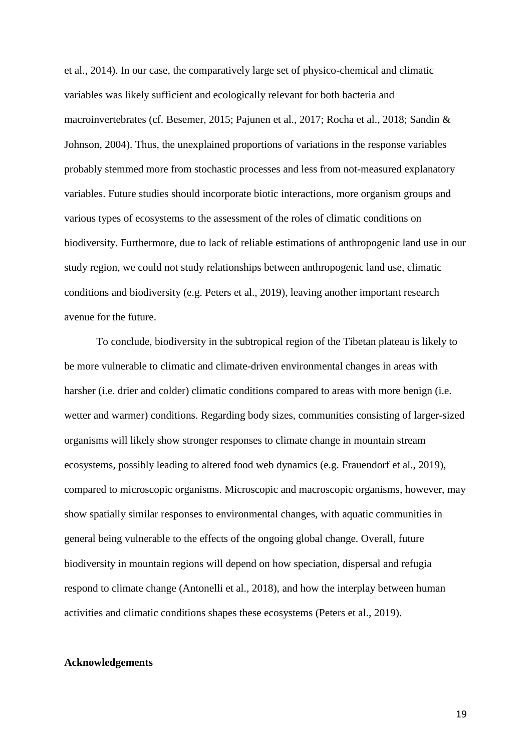et al., 2014). In our case, the comparatively large set of physico-chemical and climatic variables was likely sufficient and ecologically relevant for both bacteria and macroinvertebrates (cf. Besemer, 2015; Pajunen et al., 2017; Rocha et al., 2018; Sandin & Johnson, 2004). Thus, the unexplained proportions of variations in the response variables probably stemmed more from stochastic processes and less from not-measured explanatory variables. Future studies should incorporate biotic interactions, more organism groups and various types of ecosystems to the assessment of the roles of climatic conditions on biodiversity. Furthermore, due to lack of reliable estimations of anthropogenic land use in our study region, we could not study relationships between anthropogenic land use, climatic conditions and biodiversity (e.g. Peters et al., 2019), leaving another important research avenue for the future.

To conclude, biodiversity in the subtropical region of the Tibetan plateau is likely to be more vulnerable to climatic and climate-driven environmental changes in areas with harsher (i.e. drier and colder) climatic conditions compared to areas with more benign (i.e. wetter and warmer) conditions. Regarding body sizes, communities consisting of larger-sized organisms will likely show stronger responses to climate change in mountain stream ecosystems, possibly leading to altered food web dynamics (e.g. Frauendorf et al., 2019), compared to microscopic organisms. Microscopic and macroscopic organisms, however, may show spatially similar responses to environmental changes, with aquatic communities in general being vulnerable to the effects of the ongoing global change. Overall, future biodiversity in mountain regions will depend on how speciation, dispersal and refugia respond to climate change (Antonelli et al., 2018), and how the interplay between human activities and climatic conditions shapes these ecosystems (Peters et al., 2019).

## Acknowledgements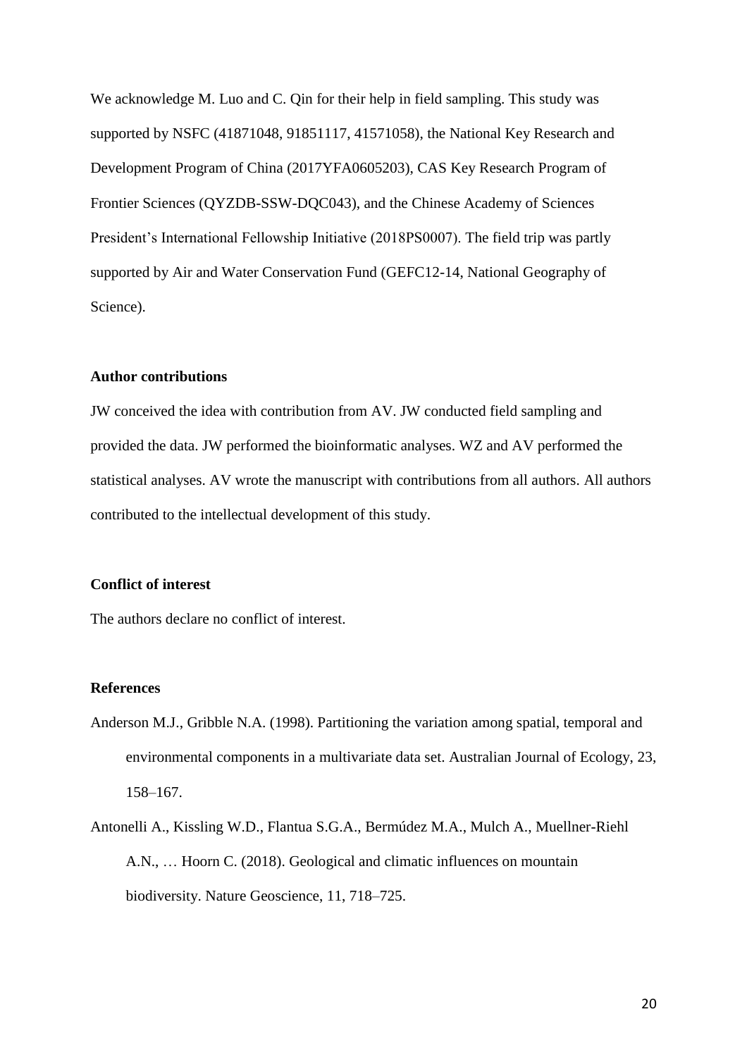We acknowledge M. Luo and C. Qin for their help in field sampling. This study was supported by NSFC (41871048, 91851117, 41571058), the National Key Research and Development Program of China (2017YFA0605203), CAS Key Research Program of Frontier Sciences (QYZDB-SSW-DQC043), and the Chinese Academy of Sciences President's International Fellowship Initiative (2018PS0007). The field trip was partly supported by Air and Water Conservation Fund (GEFC12-14, National Geography of Science).

**Author contributions**

JW conceived the idea with contribution from AV. JW conducted field sampling and provided the data. JW performed the bioinformatic analyses. WZ and AV performed the statistical analyses. AV wrote the manuscript with contributions from all authors. All authors contributed to the intellectual development of this study.

**Conflict of interest**

The authors declare no conflict of interest.

**References**

Anderson M.J., Gribble N.A. (1998). Partitioning the variation among spatial, temporal and environmental components in a multivariate data set. Australian Journal of Ecology, 23, 158–167.

Antonelli A., Kissling W.D., Flantua S.G.A., Bermúdez M.A., Mulch A., Muellner-Riehl A.N., … Hoorn C. (2018). Geological and climatic influences on mountain biodiversity. Nature Geoscience, 11, 718–725.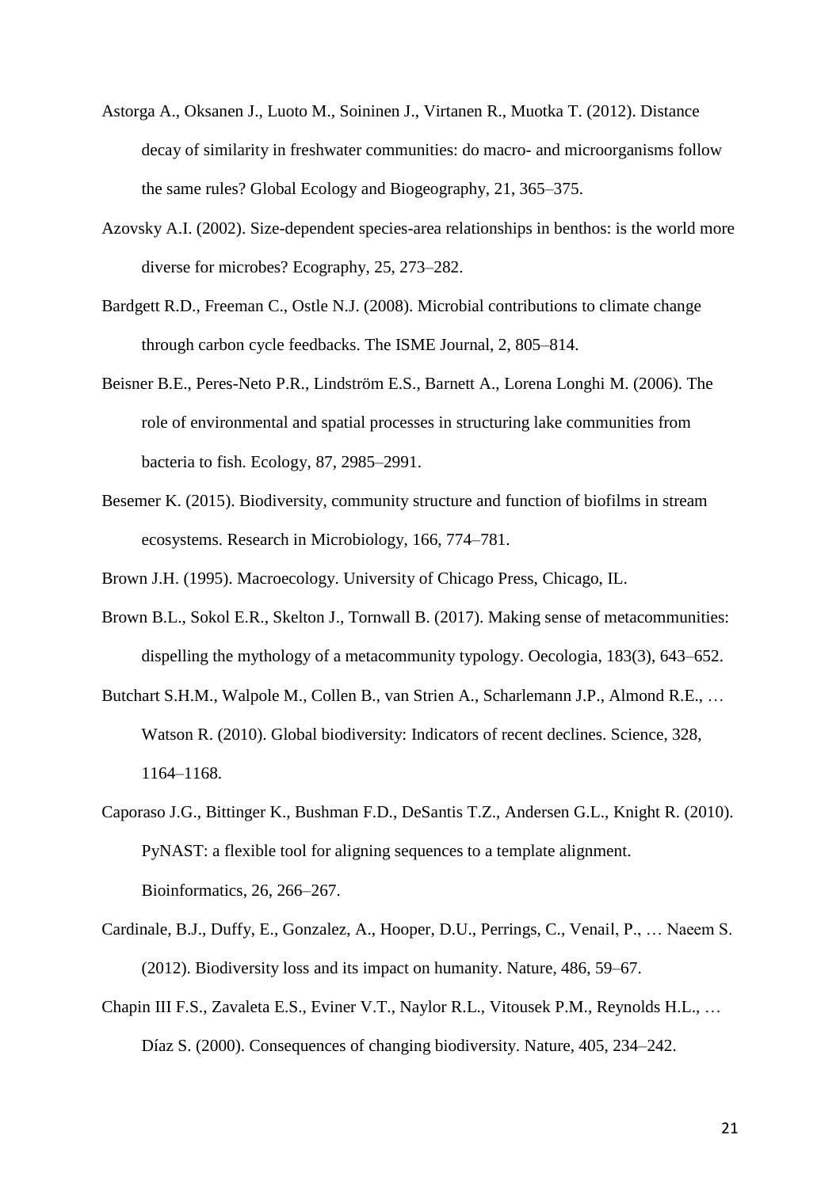Astorga A., Oksanen J., Luoto M., Soininen J., Virtanen R., Muotka T. (2012). Distance decay of similarity in freshwater communities: do macro- and microorganisms follow the same rules? Global Ecology and Biogeography, 21, 365–375.

Azovsky A.I. (2002). Size-dependent species-area relationships in benthos: is the world more diverse for microbes? Ecography, 25, 273–282.

Bardgett R.D., Freeman C., Ostle N.J. (2008). Microbial contributions to climate change through carbon cycle feedbacks. The ISME Journal, 2, 805–814.

Beisner B.E., Peres-Neto P.R., Lindström E.S., Barnett A., Lorena Longhi M. (2006). The role of environmental and spatial processes in structuring lake communities from bacteria to fish. Ecology, 87, 2985–2991.

Besemer K. (2015). Biodiversity, community structure and function of biofilms in stream ecosystems. Research in Microbiology, 166, 774–781.

Brown J.H. (1995). Macroecology. University of Chicago Press, Chicago, IL.

Brown B.L., Sokol E.R., Skelton J., Tornwall B. (2017). Making sense of metacommunities: dispelling the mythology of a metacommunity typology. Oecologia, 183(3), 643–652.

Butchart S.H.M., Walpole M., Collen B., van Strien A., Scharlemann J.P., Almond R.E., … Watson R. (2010). Global biodiversity: Indicators of recent declines. Science, 328, 1164–1168.

Caporaso J.G., Bittinger K., Bushman F.D., DeSantis T.Z., Andersen G.L., Knight R. (2010). PyNAST: a flexible tool for aligning sequences to a template alignment. Bioinformatics, 26, 266–267.

Cardinale, B.J., Duffy, E., Gonzalez, A., Hooper, D.U., Perrings, C., Venail, P., … Naeem S. (2012). Biodiversity loss and its impact on humanity. Nature, 486, 59–67.

Chapin III F.S., Zavaleta E.S., Eviner V.T., Naylor R.L., Vitousek P.M., Reynolds H.L., … Díaz S. (2000). Consequences of changing biodiversity. Nature, 405, 234–242.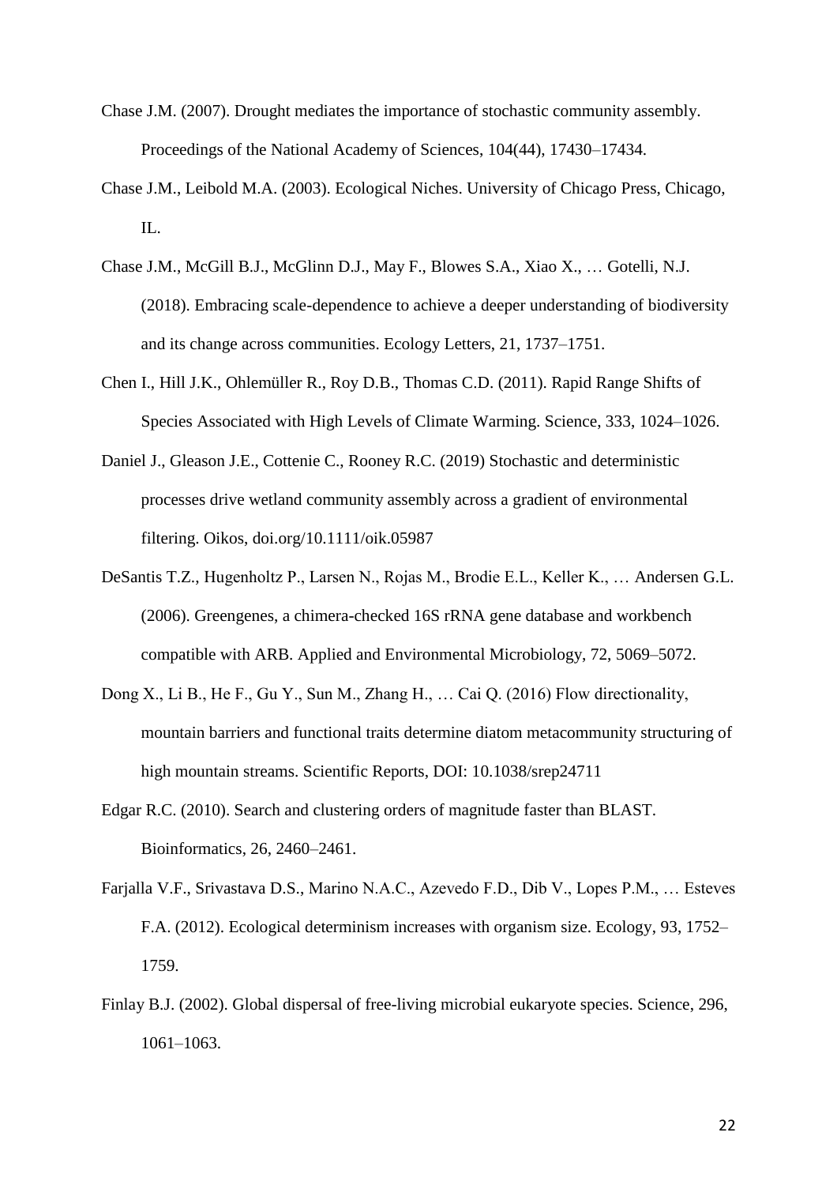Chase J.M. (2007). Drought mediates the importance of stochastic community assembly. Proceedings of the National Academy of Sciences, 104(44), 17430–17434.

Chase J.M., Leibold M.A. (2003). Ecological Niches. University of Chicago Press, Chicago, IL.

Chase J.M., McGill B.J., McGlinn D.J., May F., Blowes S.A., Xiao X., … Gotelli, N.J. (2018). Embracing scale-dependence to achieve a deeper understanding of biodiversity and its change across communities. Ecology Letters, 21, 1737–1751.

Chen I., Hill J.K., Ohlemüller R., Roy D.B., Thomas C.D. (2011). Rapid Range Shifts of Species Associated with High Levels of Climate Warming. Science, 333, 1024–1026.

Daniel J., Gleason J.E., Cottenie C., Rooney R.C. (2019) Stochastic and deterministic processes drive wetland community assembly across a gradient of environmental filtering. Oikos, doi.org/10.1111/oik.05987

DeSantis T.Z., Hugenholtz P., Larsen N., Rojas M., Brodie E.L., Keller K., … Andersen G.L. (2006). Greengenes, a chimera-checked 16S rRNA gene database and workbench compatible with ARB. Applied and Environmental Microbiology, 72, 5069–5072.

Dong X., Li B., He F., Gu Y., Sun M., Zhang H., … Cai Q. (2016) Flow directionality, mountain barriers and functional traits determine diatom metacommunity structuring of high mountain streams. Scientific Reports, DOI: 10.1038/srep24711

Edgar R.C. (2010). Search and clustering orders of magnitude faster than BLAST. Bioinformatics, 26, 2460–2461.

Farjalla V.F., Srivastava D.S., Marino N.A.C., Azevedo F.D., Dib V., Lopes P.M., … Esteves F.A. (2012). Ecological determinism increases with organism size. Ecology, 93, 1752–1759.

Finlay B.J. (2002). Global dispersal of free-living microbial eukaryote species. Science, 296, 1061–1063.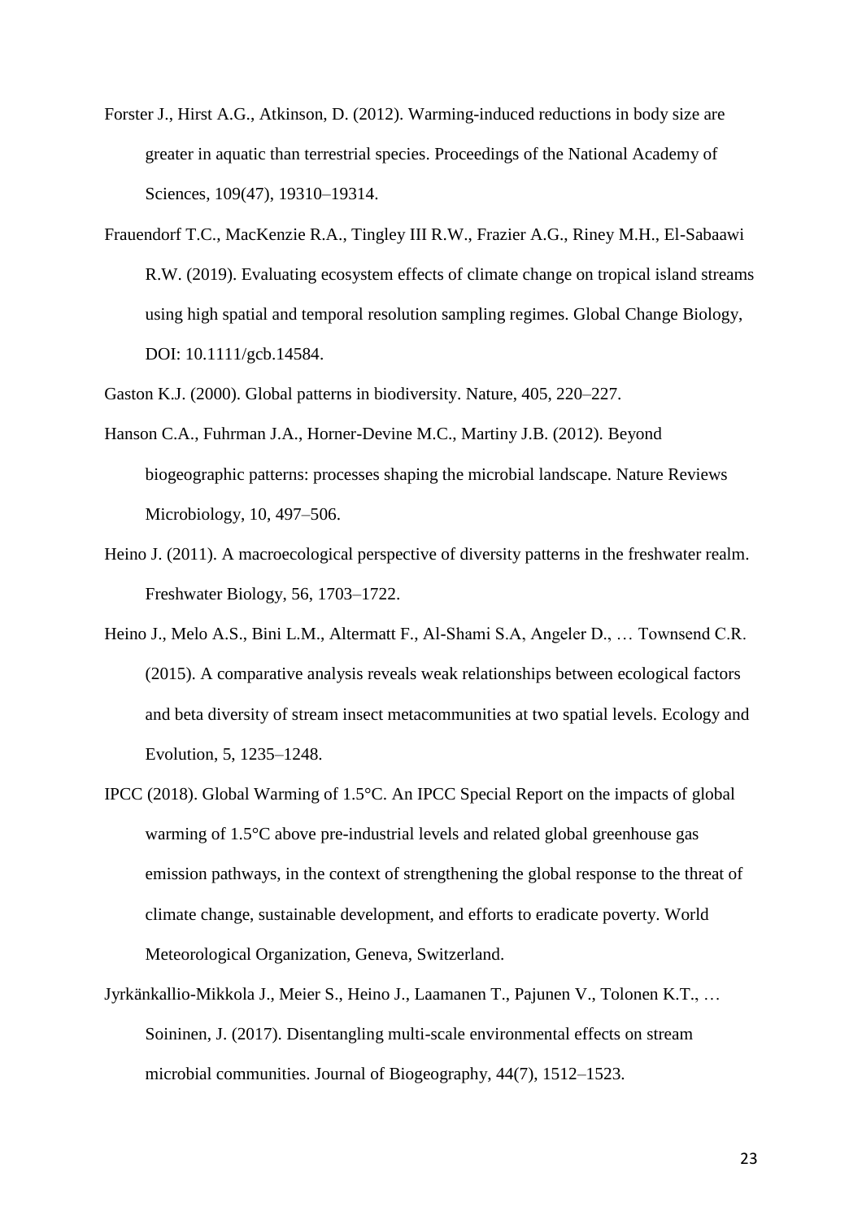Forster J., Hirst A.G., Atkinson, D. (2012). Warming-induced reductions in body size are greater in aquatic than terrestrial species. Proceedings of the National Academy of Sciences, 109(47), 19310–19314.

Frauendorf T.C., MacKenzie R.A., Tingley III R.W., Frazier A.G., Riney M.H., El-Sabaawi R.W. (2019). Evaluating ecosystem effects of climate change on tropical island streams using high spatial and temporal resolution sampling regimes. Global Change Biology, DOI: 10.1111/gcb.14584.

Gaston K.J. (2000). Global patterns in biodiversity. Nature, 405, 220–227.

Hanson C.A., Fuhrman J.A., Horner-Devine M.C., Martiny J.B. (2012). Beyond biogeographic patterns: processes shaping the microbial landscape. Nature Reviews Microbiology, 10, 497–506.

Heino J. (2011). A macroecological perspective of diversity patterns in the freshwater realm. Freshwater Biology, 56, 1703–1722.

Heino J., Melo A.S., Bini L.M., Altermatt F., Al-Shami S.A, Angeler D., … Townsend C.R. (2015). A comparative analysis reveals weak relationships between ecological factors and beta diversity of stream insect metacommunities at two spatial levels. Ecology and Evolution, 5, 1235–1248.

IPCC (2018). Global Warming of 1.5°C. An IPCC Special Report on the impacts of global warming of 1.5°C above pre-industrial levels and related global greenhouse gas emission pathways, in the context of strengthening the global response to the threat of climate change, sustainable development, and efforts to eradicate poverty. World Meteorological Organization, Geneva, Switzerland.

Jyrkänkallio-Mikkola J., Meier S., Heino J., Laamanen T., Pajunen V., Tolonen K.T., … Soininen, J. (2017). Disentangling multi-scale environmental effects on stream microbial communities. Journal of Biogeography, 44(7), 1512–1523.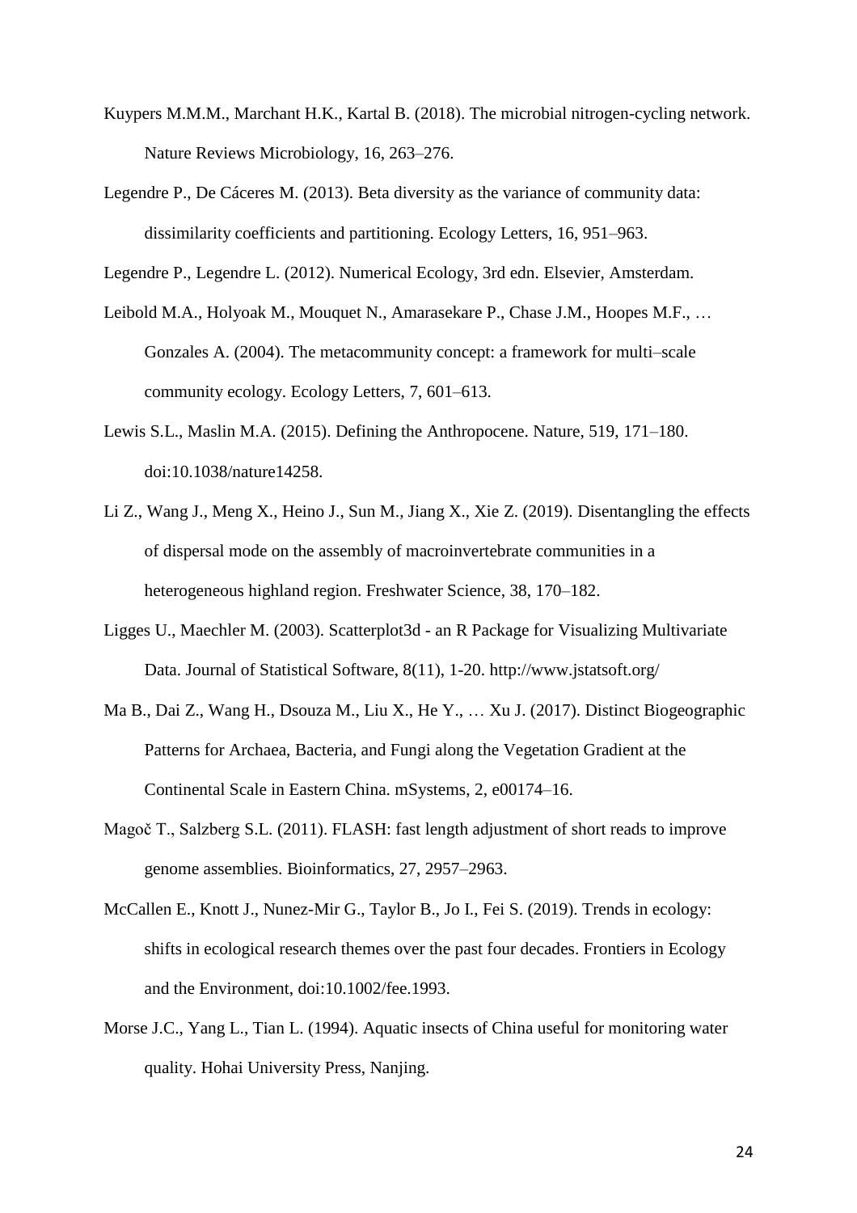Kuypers M.M.M., Marchant H.K., Kartal B. (2018). The microbial nitrogen-cycling network. Nature Reviews Microbiology, 16, 263–276.

Legendre P., De Cáceres M. (2013). Beta diversity as the variance of community data: dissimilarity coefficients and partitioning. Ecology Letters, 16, 951–963.

Legendre P., Legendre L. (2012). Numerical Ecology, 3rd edn. Elsevier, Amsterdam.

Leibold M.A., Holyoak M., Mouquet N., Amarasekare P., Chase J.M., Hoopes M.F., … Gonzales A. (2004). The metacommunity concept: a framework for multi–scale community ecology. Ecology Letters, 7, 601–613.

Lewis S.L., Maslin M.A. (2015). Defining the Anthropocene. Nature, 519, 171–180. doi:10.1038/nature14258.

Li Z., Wang J., Meng X., Heino J., Sun M., Jiang X., Xie Z. (2019). Disentangling the effects of dispersal mode on the assembly of macroinvertebrate communities in a heterogeneous highland region. Freshwater Science, 38, 170–182.

Ligges U., Maechler M. (2003). Scatterplot3d - an R Package for Visualizing Multivariate Data. Journal of Statistical Software, 8(11), 1-20. http://www.jstatsoft.org/

Ma B., Dai Z., Wang H., Dsouza M., Liu X., He Y., … Xu J. (2017). Distinct Biogeographic Patterns for Archaea, Bacteria, and Fungi along the Vegetation Gradient at the Continental Scale in Eastern China. mSystems, 2, e00174–16.

Magoč T., Salzberg S.L. (2011). FLASH: fast length adjustment of short reads to improve genome assemblies. Bioinformatics, 27, 2957–2963.

McCallen E., Knott J., Nunez-Mir G., Taylor B., Jo I., Fei S. (2019). Trends in ecology: shifts in ecological research themes over the past four decades. Frontiers in Ecology and the Environment, doi:10.1002/fee.1993.

Morse J.C., Yang L., Tian L. (1994). Aquatic insects of China useful for monitoring water quality. Hohai University Press, Nanjing.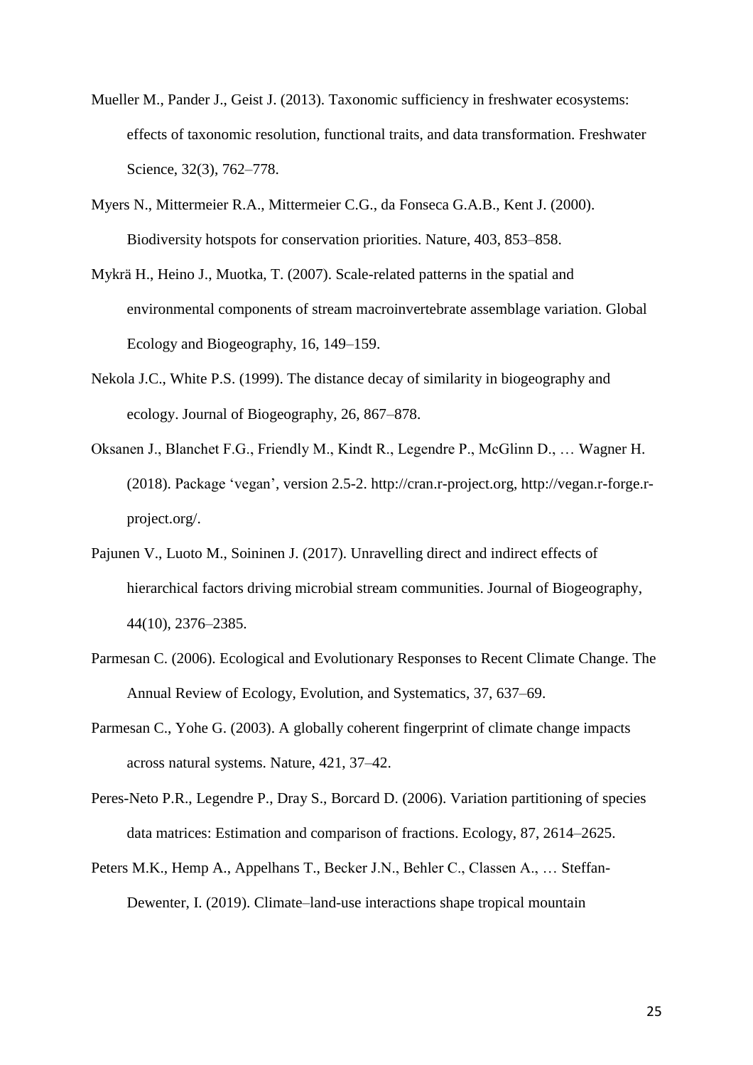Mueller M., Pander J., Geist J. (2013). Taxonomic sufficiency in freshwater ecosystems: effects of taxonomic resolution, functional traits, and data transformation. Freshwater Science, 32(3), 762–778.

Myers N., Mittermeier R.A., Mittermeier C.G., da Fonseca G.A.B., Kent J. (2000). Biodiversity hotspots for conservation priorities. Nature, 403, 853–858.

Mykrä H., Heino J., Muotka, T. (2007). Scale-related patterns in the spatial and environmental components of stream macroinvertebrate assemblage variation. Global Ecology and Biogeography, 16, 149–159.

Nekola J.C., White P.S. (1999). The distance decay of similarity in biogeography and ecology. Journal of Biogeography, 26, 867–878.

Oksanen J., Blanchet F.G., Friendly M., Kindt R., Legendre P., McGlinn D., … Wagner H. (2018). Package 'vegan', version 2.5-2. http://cran.r-project.org, http://vegan.r-forge.r-project.org/.

Pajunen V., Luoto M., Soininen J. (2017). Unravelling direct and indirect effects of hierarchical factors driving microbial stream communities. Journal of Biogeography, 44(10), 2376–2385.

Parmesan C. (2006). Ecological and Evolutionary Responses to Recent Climate Change. The Annual Review of Ecology, Evolution, and Systematics, 37, 637–69.

Parmesan C., Yohe G. (2003). A globally coherent fingerprint of climate change impacts across natural systems. Nature, 421, 37–42.

Peres-Neto P.R., Legendre P., Dray S., Borcard D. (2006). Variation partitioning of species data matrices: Estimation and comparison of fractions. Ecology, 87, 2614–2625.

Peters M.K., Hemp A., Appelhans T., Becker J.N., Behler C., Classen A., … Steffan-Dewenter, I. (2019). Climate–land-use interactions shape tropical mountain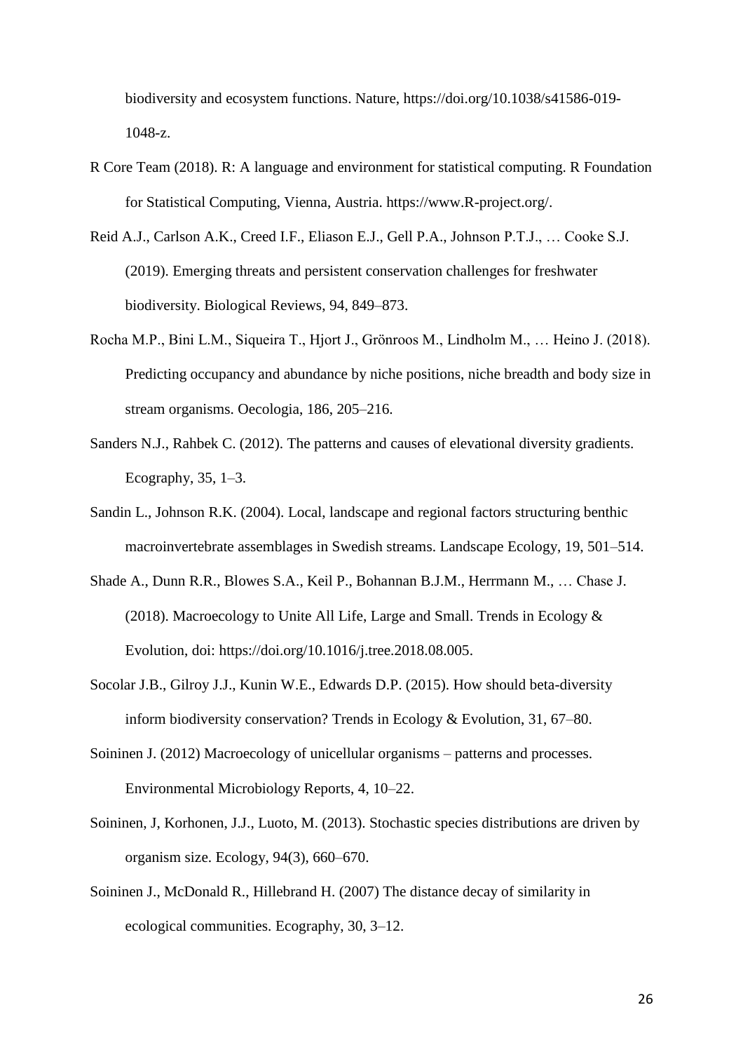biodiversity and ecosystem functions. Nature, https://doi.org/10.1038/s41586-019-1048-z.

R Core Team (2018). R: A language and environment for statistical computing. R Foundation for Statistical Computing, Vienna, Austria. https://www.R-project.org/.

Reid A.J., Carlson A.K., Creed I.F., Eliason E.J., Gell P.A., Johnson P.T.J., … Cooke S.J. (2019). Emerging threats and persistent conservation challenges for freshwater biodiversity. Biological Reviews, 94, 849–873.

Rocha M.P., Bini L.M., Siqueira T., Hjort J., Grönroos M., Lindholm M., … Heino J. (2018). Predicting occupancy and abundance by niche positions, niche breadth and body size in stream organisms. Oecologia, 186, 205–216.

Sanders N.J., Rahbek C. (2012). The patterns and causes of elevational diversity gradients. Ecography, 35, 1–3.

Sandin L., Johnson R.K. (2004). Local, landscape and regional factors structuring benthic macroinvertebrate assemblages in Swedish streams. Landscape Ecology, 19, 501–514.

Shade A., Dunn R.R., Blowes S.A., Keil P., Bohannan B.J.M., Herrmann M., … Chase J. (2018). Macroecology to Unite All Life, Large and Small. Trends in Ecology & Evolution, doi: https://doi.org/10.1016/j.tree.2018.08.005.

Socolar J.B., Gilroy J.J., Kunin W.E., Edwards D.P. (2015). How should beta-diversity inform biodiversity conservation? Trends in Ecology & Evolution, 31, 67–80.

Soininen J. (2012) Macroecology of unicellular organisms – patterns and processes. Environmental Microbiology Reports, 4, 10–22.

Soininen, J, Korhonen, J.J., Luoto, M. (2013). Stochastic species distributions are driven by organism size. Ecology, 94(3), 660–670.

Soininen J., McDonald R., Hillebrand H. (2007) The distance decay of similarity in ecological communities. Ecography, 30, 3–12.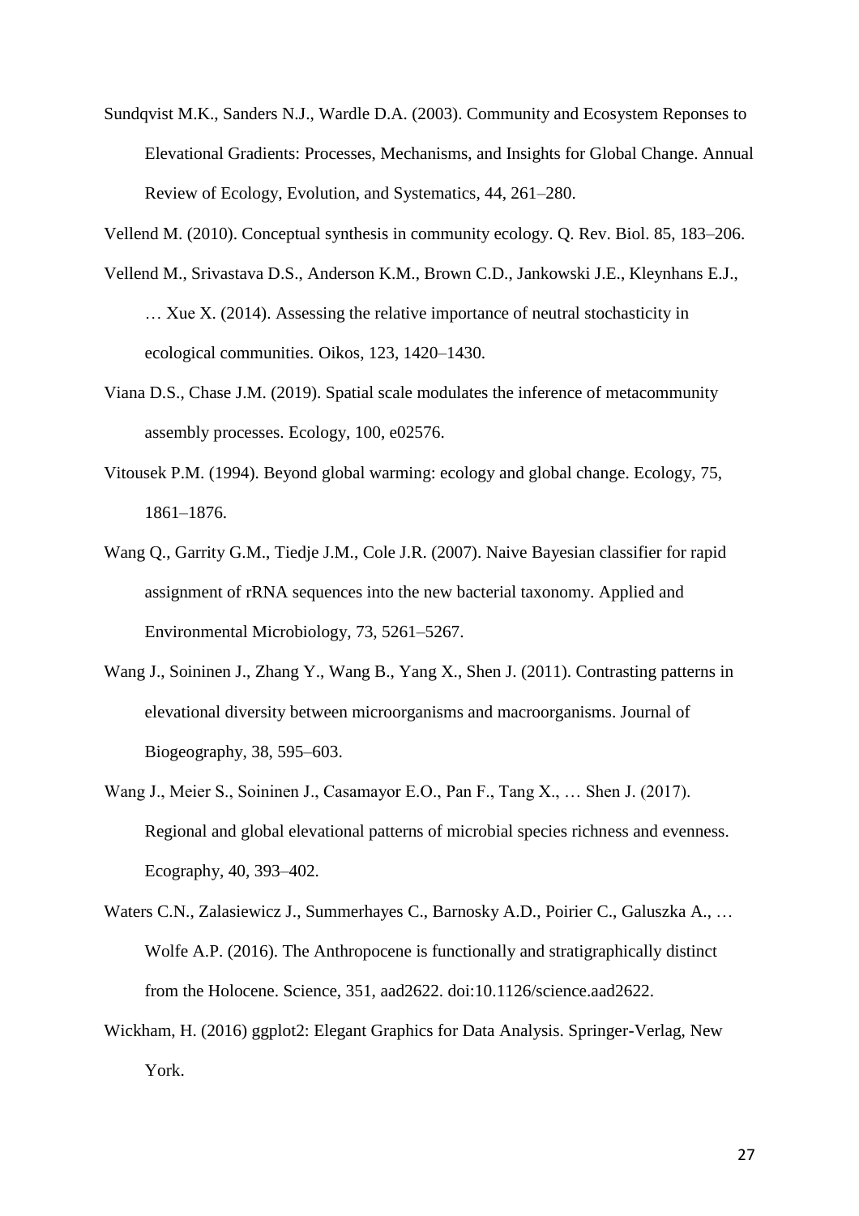Sundqvist M.K., Sanders N.J., Wardle D.A. (2003). Community and Ecosystem Reponses to Elevational Gradients: Processes, Mechanisms, and Insights for Global Change. Annual Review of Ecology, Evolution, and Systematics, 44, 261–280.

Vellend M. (2010). Conceptual synthesis in community ecology. Q. Rev. Biol. 85, 183–206.

Vellend M., Srivastava D.S., Anderson K.M., Brown C.D., Jankowski J.E., Kleynhans E.J., … Xue X. (2014). Assessing the relative importance of neutral stochasticity in ecological communities. Oikos, 123, 1420–1430.

Viana D.S., Chase J.M. (2019). Spatial scale modulates the inference of metacommunity assembly processes. Ecology, 100, e02576.

Vitousek P.M. (1994). Beyond global warming: ecology and global change. Ecology, 75, 1861–1876.

Wang Q., Garrity G.M., Tiedje J.M., Cole J.R. (2007). Naive Bayesian classifier for rapid assignment of rRNA sequences into the new bacterial taxonomy. Applied and Environmental Microbiology, 73, 5261–5267.

Wang J., Soininen J., Zhang Y., Wang B., Yang X., Shen J. (2011). Contrasting patterns in elevational diversity between microorganisms and macroorganisms. Journal of Biogeography, 38, 595–603.

Wang J., Meier S., Soininen J., Casamayor E.O., Pan F., Tang X., … Shen J. (2017). Regional and global elevational patterns of microbial species richness and evenness. Ecography, 40, 393–402.

Waters C.N., Zalasiewicz J., Summerhayes C., Barnosky A.D., Poirier C., Galuszka A., … Wolfe A.P. (2016). The Anthropocene is functionally and stratigraphically distinct from the Holocene. Science, 351, aad2622. doi:10.1126/science.aad2622.

Wickham, H. (2016) ggplot2: Elegant Graphics for Data Analysis. Springer-Verlag, New York.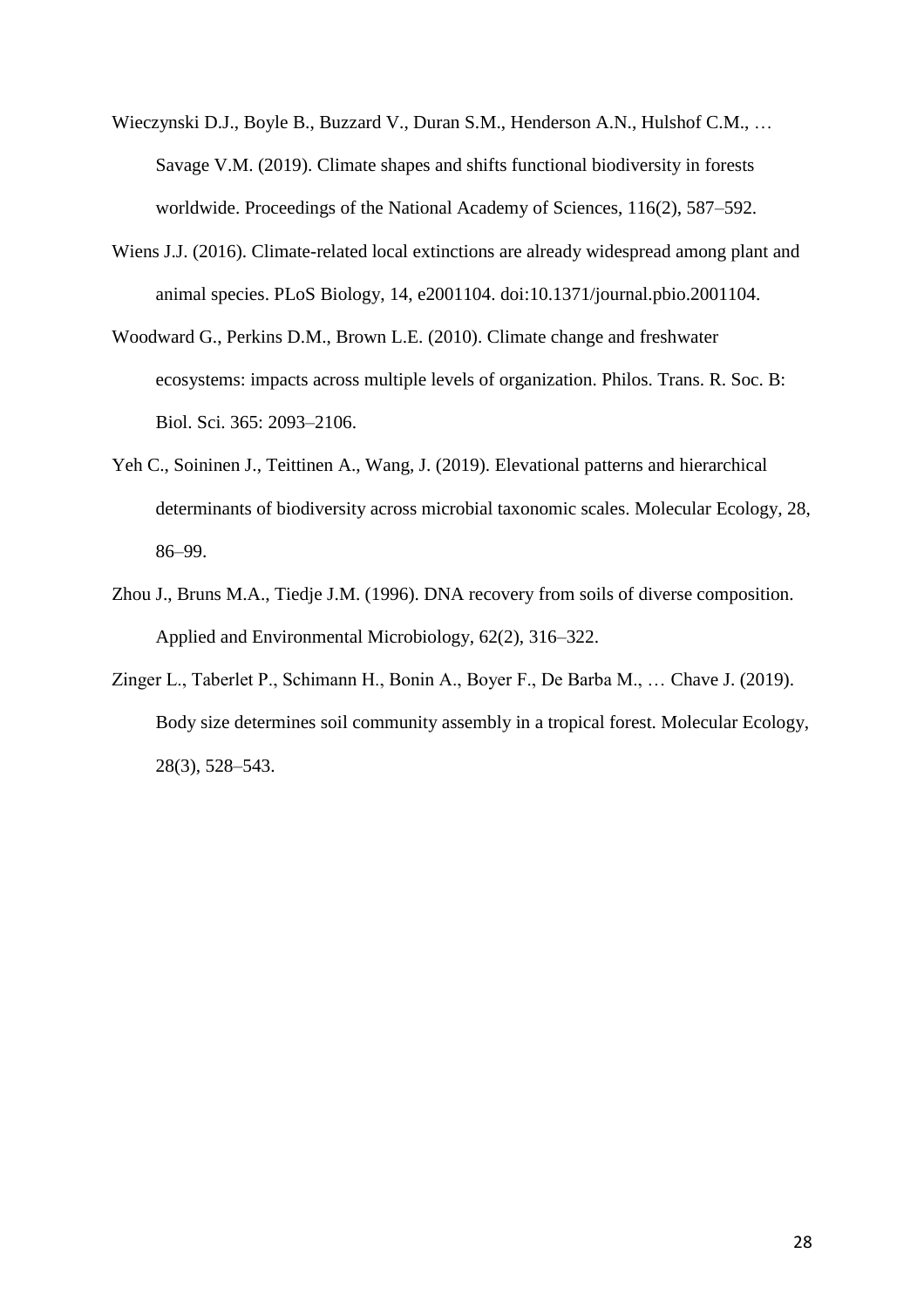Wieczynski D.J., Boyle B., Buzzard V., Duran S.M., Henderson A.N., Hulshof C.M., … Savage V.M. (2019). Climate shapes and shifts functional biodiversity in forests worldwide. Proceedings of the National Academy of Sciences, 116(2), 587–592.

Wiens J.J. (2016). Climate-related local extinctions are already widespread among plant and animal species. PLoS Biology, 14, e2001104. doi:10.1371/journal.pbio.2001104.

Woodward G., Perkins D.M., Brown L.E. (2010). Climate change and freshwater ecosystems: impacts across multiple levels of organization. Philos. Trans. R. Soc. B: Biol. Sci. 365: 2093–2106.

Yeh C., Soininen J., Teittinen A., Wang, J. (2019). Elevational patterns and hierarchical determinants of biodiversity across microbial taxonomic scales. Molecular Ecology, 28, 86–99.

Zhou J., Bruns M.A., Tiedje J.M. (1996). DNA recovery from soils of diverse composition. Applied and Environmental Microbiology, 62(2), 316–322.

Zinger L., Taberlet P., Schimann H., Bonin A., Boyer F., De Barba M., … Chave J. (2019). Body size determines soil community assembly in a tropical forest. Molecular Ecology, 28(3), 528–543.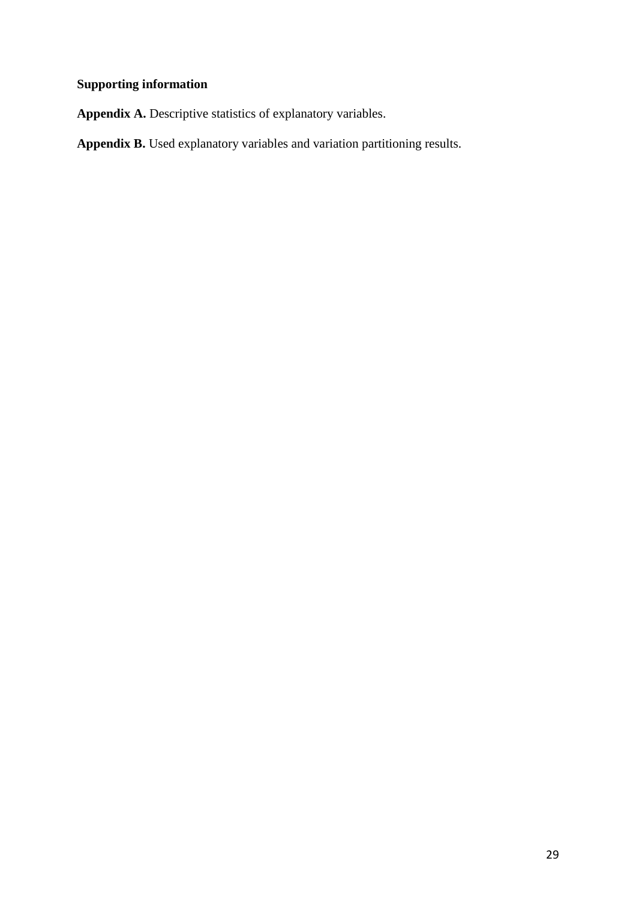**Supporting information**

**Appendix A.** Descriptive statistics of explanatory variables.

**Appendix B.** Used explanatory variables and variation partitioning results.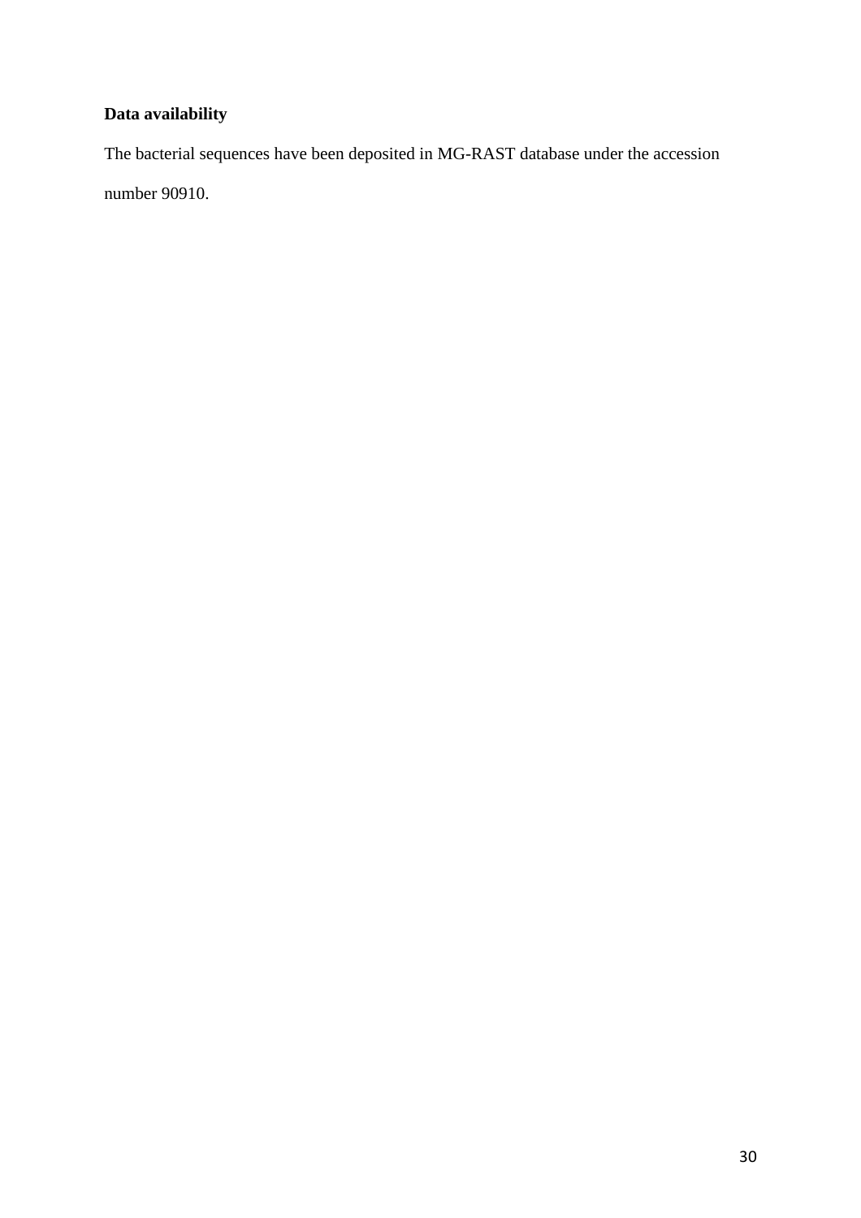**Data availability**

The bacterial sequences have been deposited in MG-RAST database under the accession number 90910.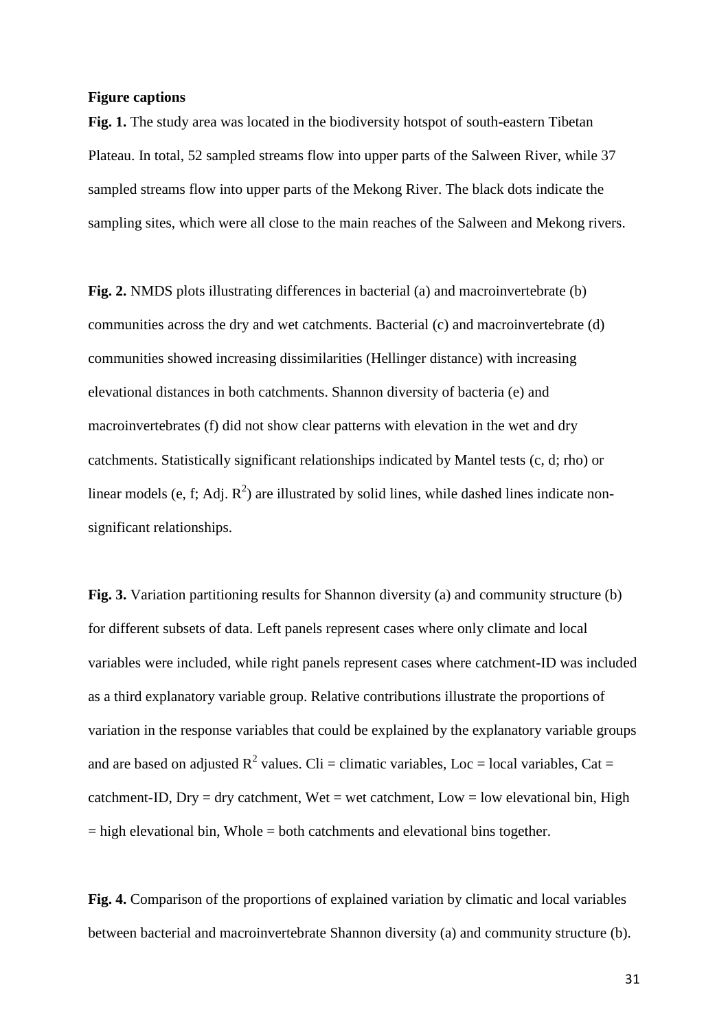**Figure captions**

**Fig. 1.** The study area was located in the biodiversity hotspot of south-eastern Tibetan Plateau. In total, 52 sampled streams flow into upper parts of the Salween River, while 37 sampled streams flow into upper parts of the Mekong River. The black dots indicate the sampling sites, which were all close to the main reaches of the Salween and Mekong rivers.

**Fig. 2.** NMDS plots illustrating differences in bacterial (a) and macroinvertebrate (b) communities across the dry and wet catchments. Bacterial (c) and macroinvertebrate (d) communities showed increasing dissimilarities (Hellinger distance) with increasing elevational distances in both catchments. Shannon diversity of bacteria (e) and macroinvertebrates (f) did not show clear patterns with elevation in the wet and dry catchments. Statistically significant relationships indicated by Mantel tests (c, d; rho) or linear models (e, f; Adj. $R^2$) are illustrated by solid lines, while dashed lines indicate non-significant relationships.

**Fig. 3.** Variation partitioning results for Shannon diversity (a) and community structure (b) for different subsets of data. Left panels represent cases where only climate and local variables were included, while right panels represent cases where catchment-ID was included as a third explanatory variable group. Relative contributions illustrate the proportions of variation in the response variables that could be explained by the explanatory variable groups and are based on adjusted $R^2$ values. Cli = climatic variables, Loc = local variables, Cat = catchment-ID, Dry = dry catchment, Wet = wet catchment, Low = low elevational bin, High = high elevational bin, Whole = both catchments and elevational bins together.

**Fig. 4.** Comparison of the proportions of explained variation by climatic and local variables between bacterial and macroinvertebrate Shannon diversity (a) and community structure (b).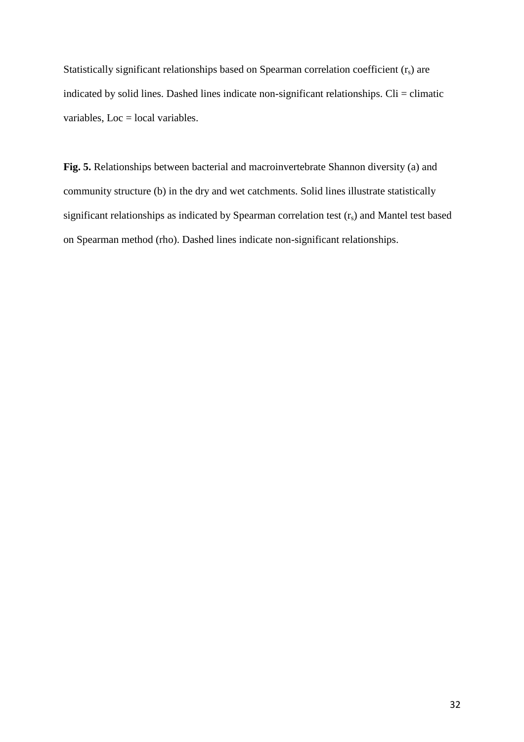Statistically significant relationships based on Spearman correlation coefficient ($r_s$) are indicated by solid lines. Dashed lines indicate non-significant relationships. Cli = climatic variables, Loc = local variables.

**Fig. 5.** Relationships between bacterial and macroinvertebrate Shannon diversity (a) and community structure (b) in the dry and wet catchments. Solid lines illustrate statistically significant relationships as indicated by Spearman correlation test ($r_s$) and Mantel test based on Spearman method (rho). Dashed lines indicate non-significant relationships.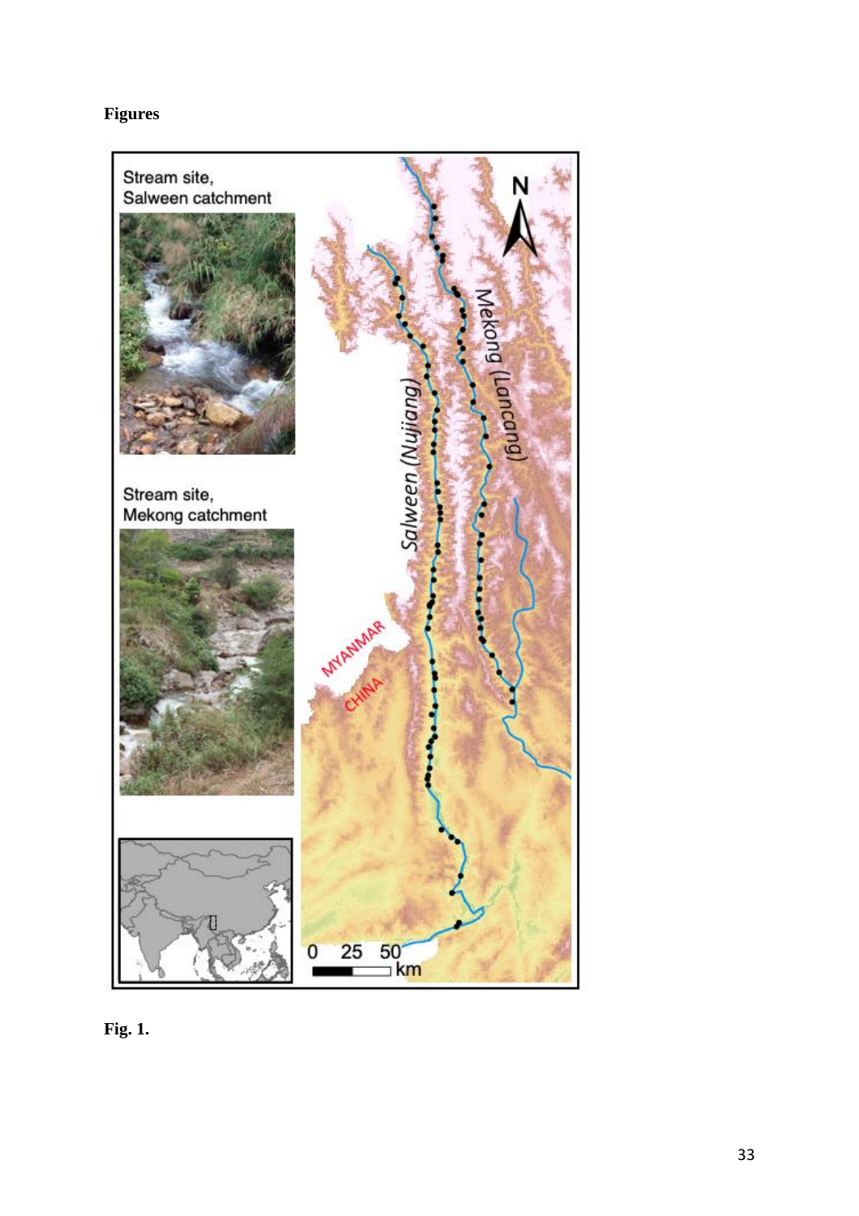**Figures**

**Fig. 1.**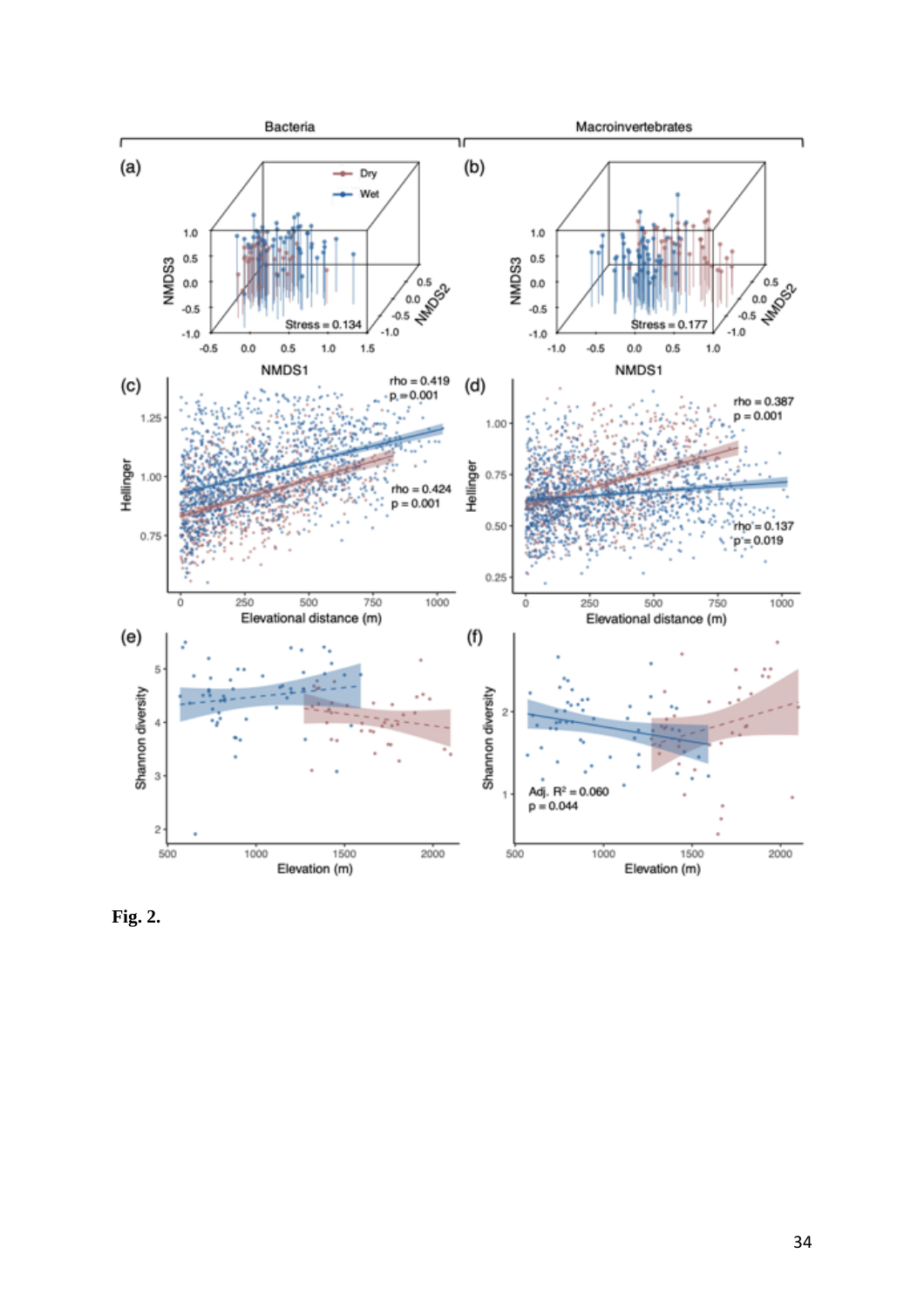**Fig. 2.**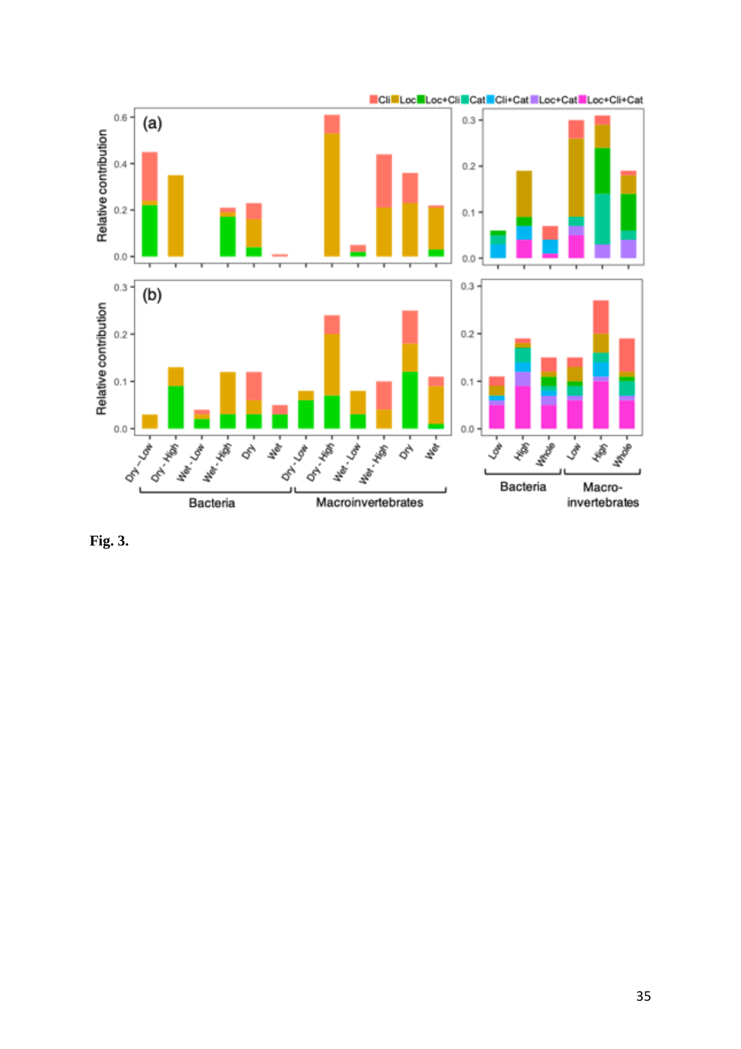Fig. 3.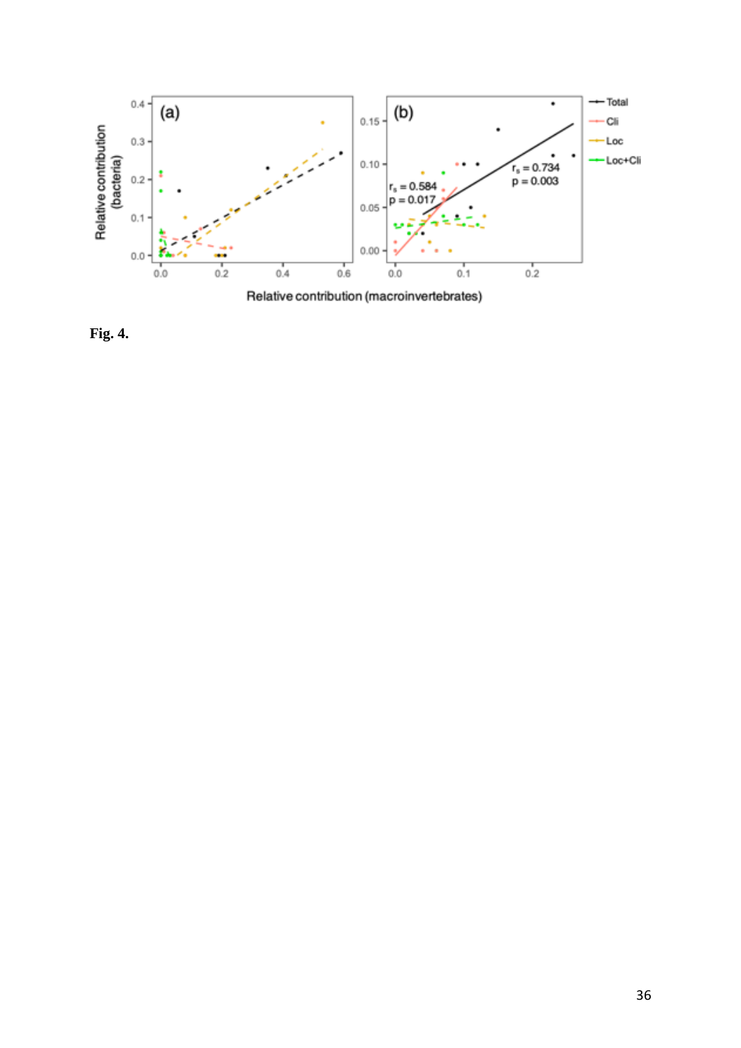**Fig. 4.**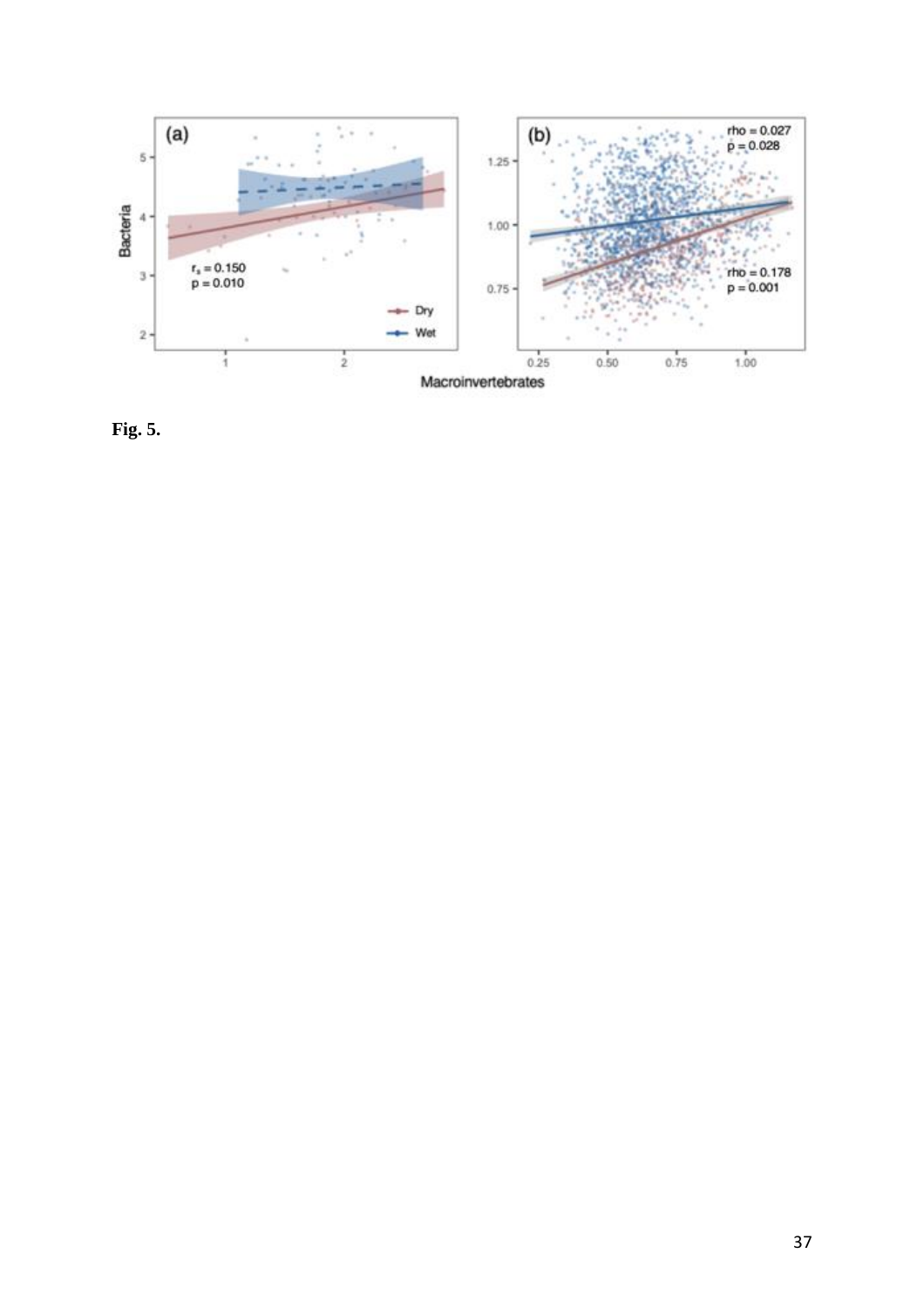(a)

Bacteria

5

4

3

2

1

2

$r_s = 0.150$
$p = 0.010$

Dry

Wet

(b)

1.25

1.00

0.75

0.25

0.50

0.75

1.00

rho = 0.027
p = 0.028

rho = 0.178
p = 0.001

Macroinvertebrates

**Fig. 5.**